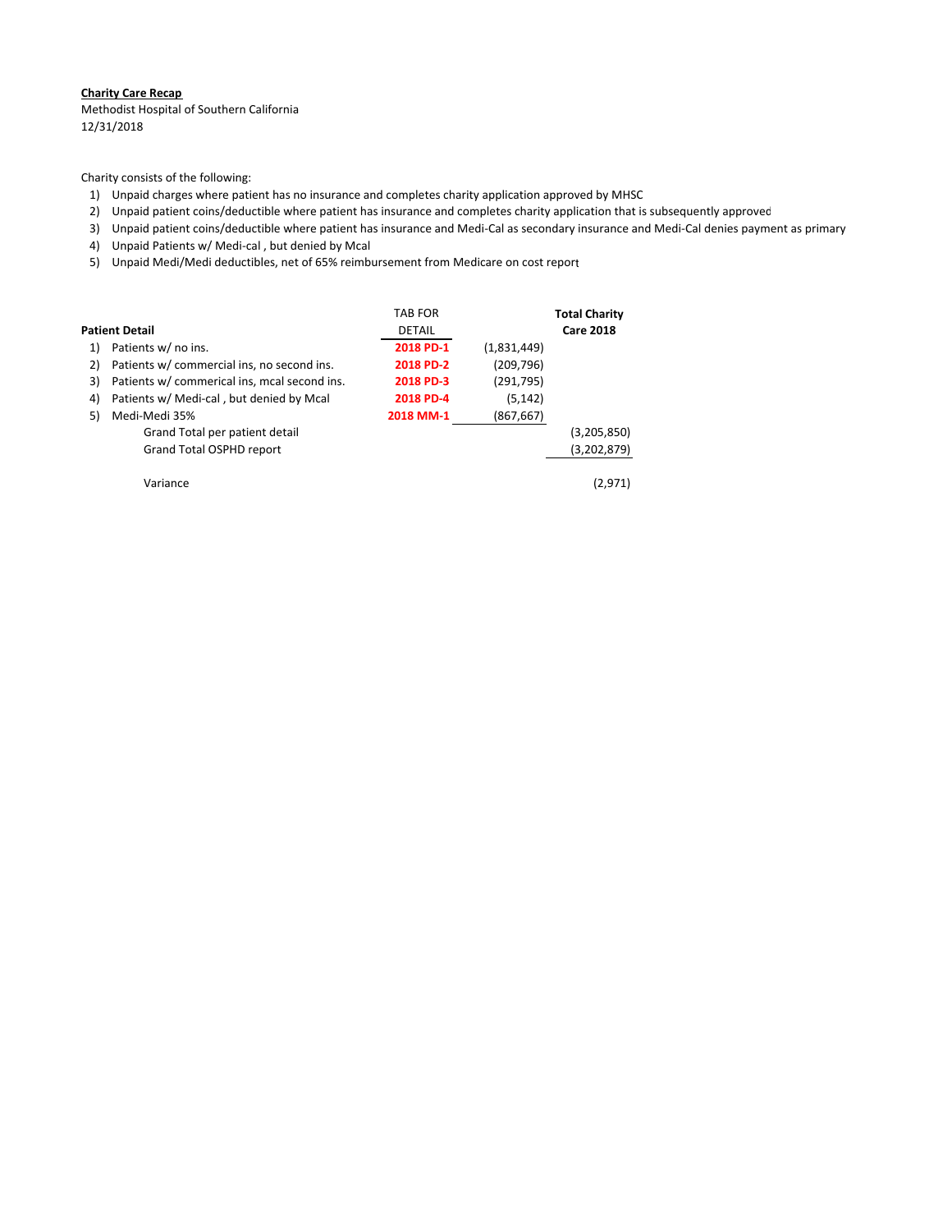**Charity Care Recap**

Methodist Hospital of Southern California
12/31/2018

Charity consists of the following:

1) Unpaid charges where patient has no insurance and completes charity application approved by MHSC
2) Unpaid patient coins/deductible where patient has insurance and completes charity application that is subsequently approved
3) Unpaid patient coins/deductible where patient has insurance and Medi-Cal as secondary insurance and Medi-Cal denies payment as primary
4) Unpaid Patients w/ Medi-cal , but denied by Mcal
5) Unpaid Medi/Medi deductibles, net of 65% reimbursement from Medicare on cost report

| | Patient Detail | TAB FOR DETAIL | | Total Charity Care 2018 |
|---|---|---|---|---|
| 1) | Patients w/ no ins. | **2018 PD-1** | (1,831,449) | |
| 2) | Patients w/ commercial ins, no second ins. | **2018 PD-2** | (209,796) | |
| 3) | Patients w/ commerical ins, mcal second ins. | **2018 PD-3** | (291,795) | |
| 4) | Patients w/ Medi-cal , but denied by Mcal | **2018 PD-4** | (5,142) | |
| 5) | Medi-Medi 35% | **2018 MM-1** | (867,667) | |
| | Grand Total per patient detail | | | (3,205,850) |
| | Grand Total OSPHD report | | | (3,202,879) |
| | | | | |
| | Variance | | | (2,971) |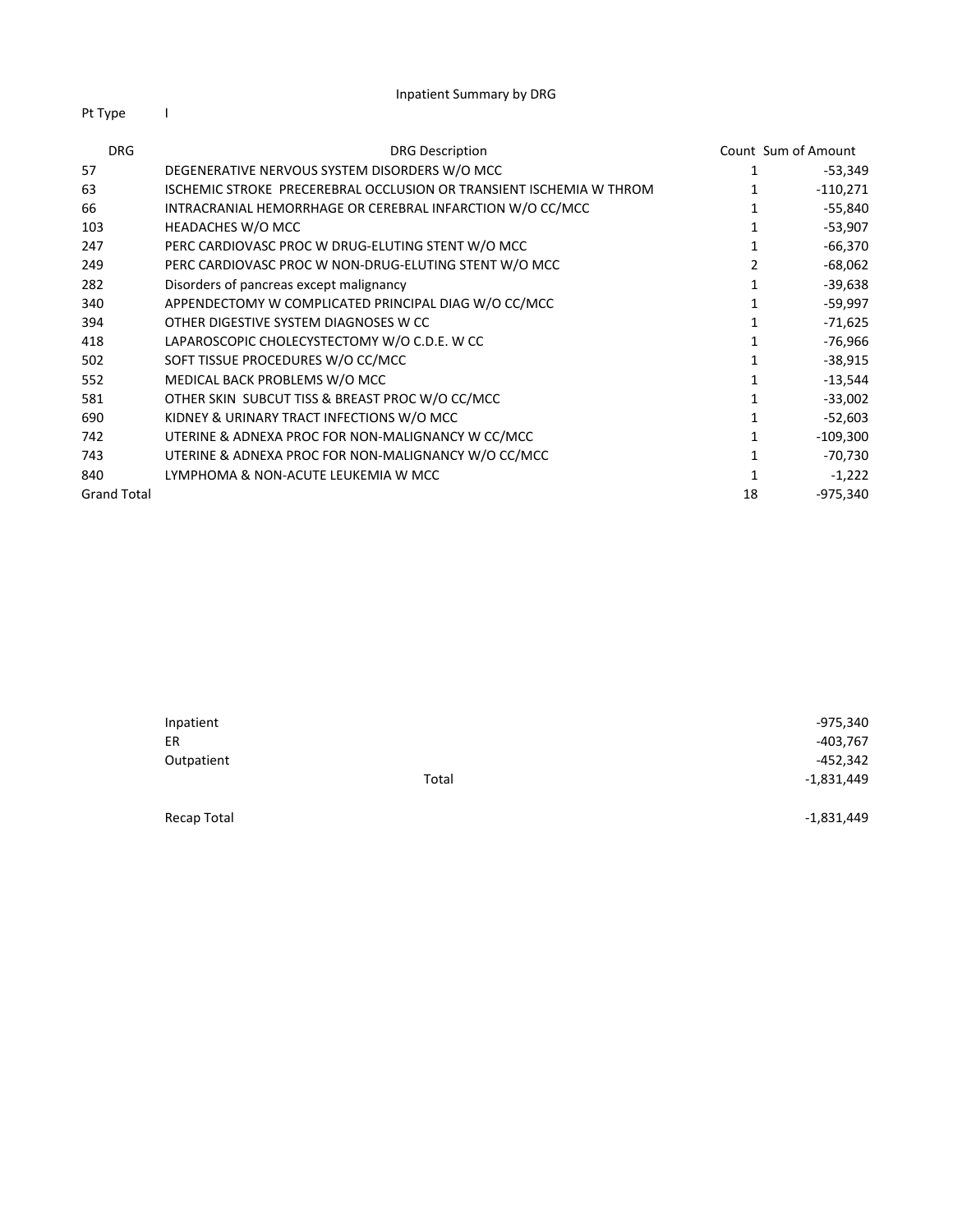# Inpatient Summary by DRG

Pt Type I

| DRG | DRG Description | Count | Sum of Amount |
|---|---|---|---|
| 57 | DEGENERATIVE NERVOUS SYSTEM DISORDERS W/O MCC | 1 | -53,349 |
| 63 | ISCHEMIC STROKE PRECEREBRAL OCCLUSION OR TRANSIENT ISCHEMIA W THROM | 1 | -110,271 |
| 66 | INTRACRANIAL HEMORRHAGE OR CEREBRAL INFARCTION W/O CC/MCC | 1 | -55,840 |
| 103 | HEADACHES W/O MCC | 1 | -53,907 |
| 247 | PERC CARDIOVASC PROC W DRUG-ELUTING STENT W/O MCC | 1 | -66,370 |
| 249 | PERC CARDIOVASC PROC W NON-DRUG-ELUTING STENT W/O MCC | 2 | -68,062 |
| 282 | Disorders of pancreas except malignancy | 1 | -39,638 |
| 340 | APPENDECTOMY W COMPLICATED PRINCIPAL DIAG W/O CC/MCC | 1 | -59,997 |
| 394 | OTHER DIGESTIVE SYSTEM DIAGNOSES W CC | 1 | -71,625 |
| 418 | LAPAROSCOPIC CHOLECYSTECTOMY W/O C.D.E. W CC | 1 | -76,966 |
| 502 | SOFT TISSUE PROCEDURES W/O CC/MCC | 1 | -38,915 |
| 552 | MEDICAL BACK PROBLEMS W/O MCC | 1 | -13,544 |
| 581 | OTHER SKIN SUBCUT TISS & BREAST PROC W/O CC/MCC | 1 | -33,002 |
| 690 | KIDNEY & URINARY TRACT INFECTIONS W/O MCC | 1 | -52,603 |
| 742 | UTERINE & ADNEXA PROC FOR NON-MALIGNANCY W CC/MCC | 1 | -109,300 |
| 743 | UTERINE & ADNEXA PROC FOR NON-MALIGNANCY W/O CC/MCC | 1 | -70,730 |
| 840 | LYMPHOMA & NON-ACUTE LEUKEMIA W MCC | 1 | -1,222 |
| Grand Total | | 18 | -975,340 |

| | | |
|---|---|---|
| Inpatient | | -975,340 |
| ER | | -403,767 |
| Outpatient | | -452,342 |
| | Total | -1,831,449 |
| | | |
| Recap Total | | -1,831,449 |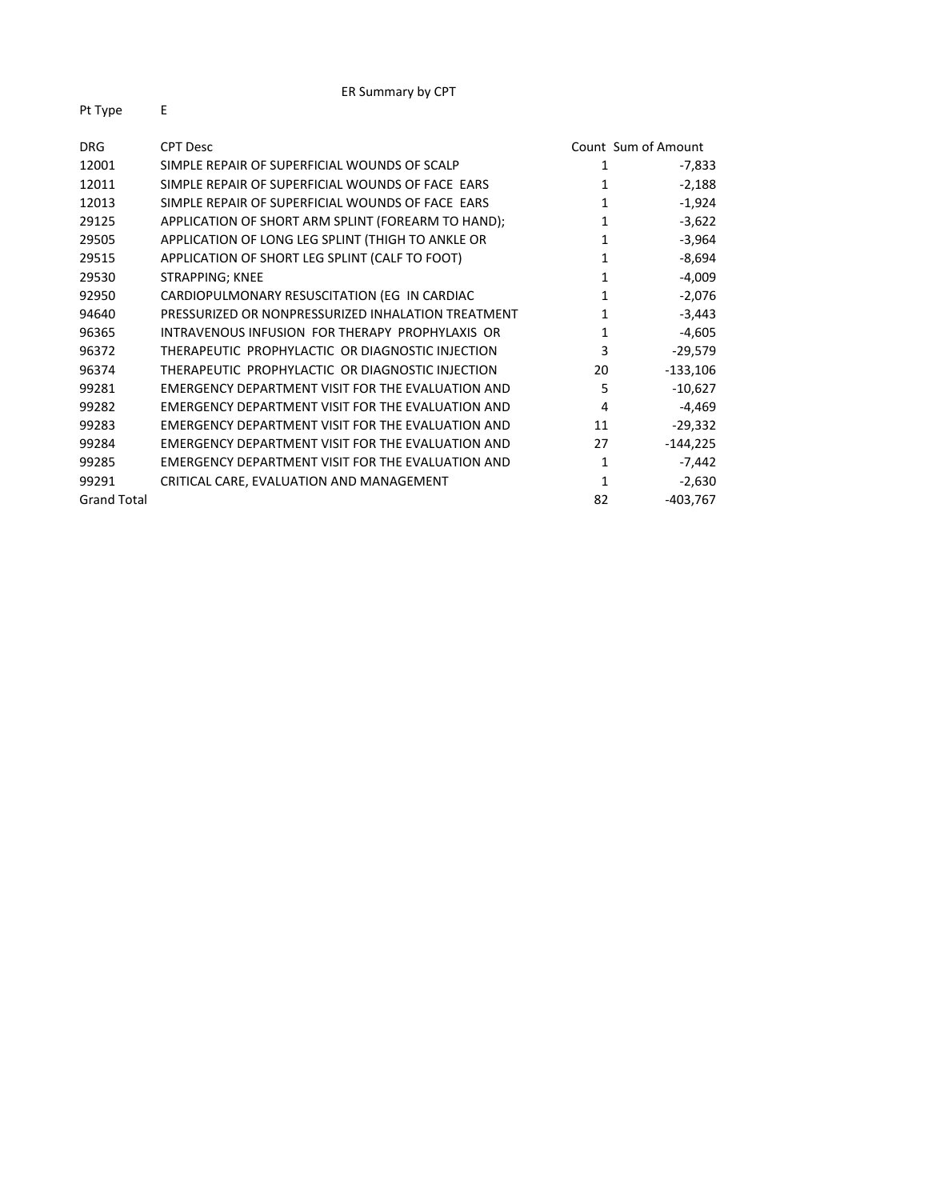ER Summary by CPT

Pt Type E

| DRG | CPT Desc | Count | Sum of Amount |
|---|---|---|---|
| 12001 | SIMPLE REPAIR OF SUPERFICIAL WOUNDS OF SCALP | 1 | -7,833 |
| 12011 | SIMPLE REPAIR OF SUPERFICIAL WOUNDS OF FACE EARS | 1 | -2,188 |
| 12013 | SIMPLE REPAIR OF SUPERFICIAL WOUNDS OF FACE EARS | 1 | -1,924 |
| 29125 | APPLICATION OF SHORT ARM SPLINT (FOREARM TO HAND); | 1 | -3,622 |
| 29505 | APPLICATION OF LONG LEG SPLINT (THIGH TO ANKLE OR | 1 | -3,964 |
| 29515 | APPLICATION OF SHORT LEG SPLINT (CALF TO FOOT) | 1 | -8,694 |
| 29530 | STRAPPING; KNEE | 1 | -4,009 |
| 92950 | CARDIOPULMONARY RESUSCITATION (EG IN CARDIAC | 1 | -2,076 |
| 94640 | PRESSURIZED OR NONPRESSURIZED INHALATION TREATMENT | 1 | -3,443 |
| 96365 | INTRAVENOUS INFUSION FOR THERAPY PROPHYLAXIS OR | 1 | -4,605 |
| 96372 | THERAPEUTIC PROPHYLACTIC OR DIAGNOSTIC INJECTION | 3 | -29,579 |
| 96374 | THERAPEUTIC PROPHYLACTIC OR DIAGNOSTIC INJECTION | 20 | -133,106 |
| 99281 | EMERGENCY DEPARTMENT VISIT FOR THE EVALUATION AND | 5 | -10,627 |
| 99282 | EMERGENCY DEPARTMENT VISIT FOR THE EVALUATION AND | 4 | -4,469 |
| 99283 | EMERGENCY DEPARTMENT VISIT FOR THE EVALUATION AND | 11 | -29,332 |
| 99284 | EMERGENCY DEPARTMENT VISIT FOR THE EVALUATION AND | 27 | -144,225 |
| 99285 | EMERGENCY DEPARTMENT VISIT FOR THE EVALUATION AND | 1 | -7,442 |
| 99291 | CRITICAL CARE, EVALUATION AND MANAGEMENT | 1 | -2,630 |
| Grand Total | | 82 | -403,767 |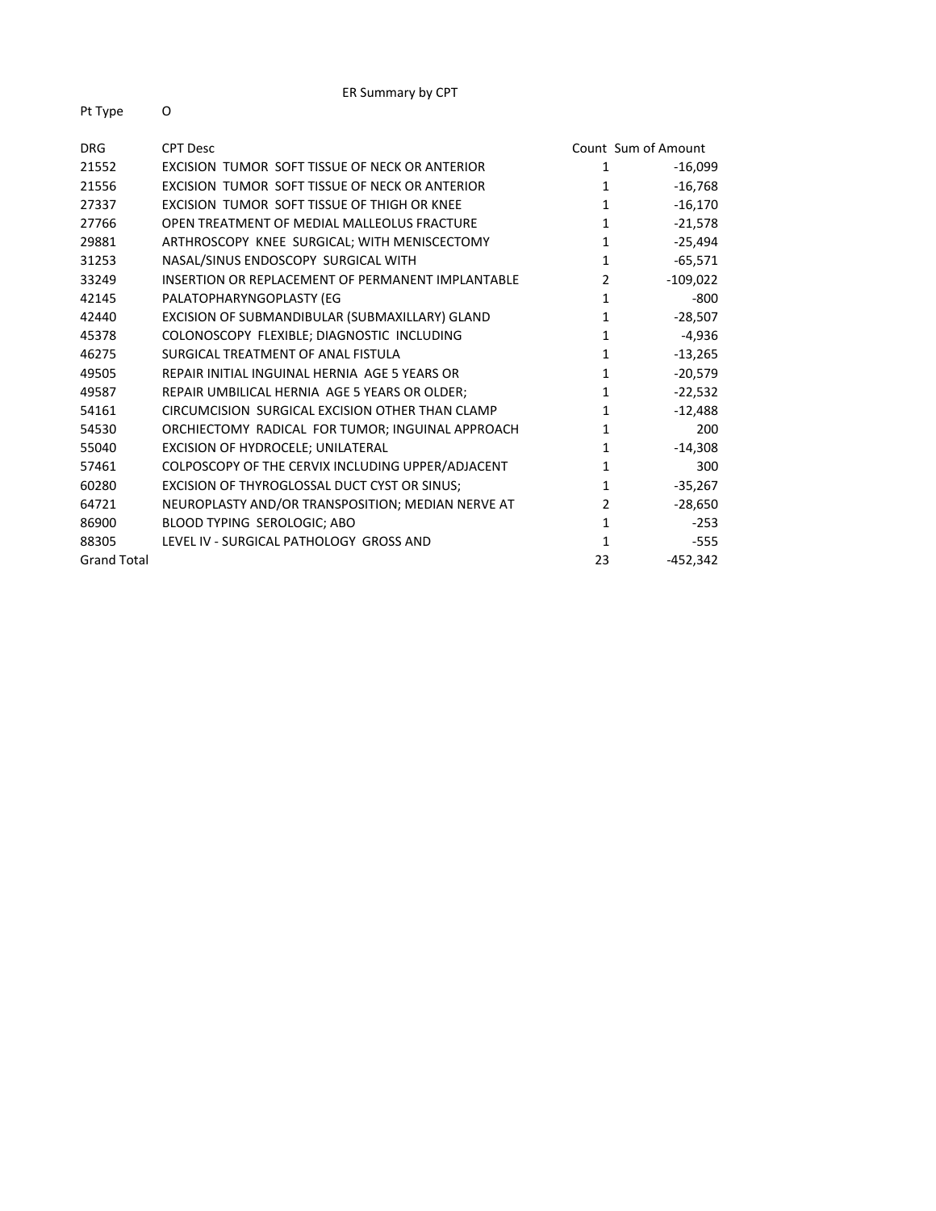ER Summary by CPT

Pt Type O

| DRG | CPT Desc | Count | Sum of Amount |
|---|---|---|---|
| 21552 | EXCISION TUMOR SOFT TISSUE OF NECK OR ANTERIOR | 1 | -16,099 |
| 21556 | EXCISION TUMOR SOFT TISSUE OF NECK OR ANTERIOR | 1 | -16,768 |
| 27337 | EXCISION TUMOR SOFT TISSUE OF THIGH OR KNEE | 1 | -16,170 |
| 27766 | OPEN TREATMENT OF MEDIAL MALLEOLUS FRACTURE | 1 | -21,578 |
| 29881 | ARTHROSCOPY KNEE SURGICAL; WITH MENISCECTOMY | 1 | -25,494 |
| 31253 | NASAL/SINUS ENDOSCOPY SURGICAL WITH | 1 | -65,571 |
| 33249 | INSERTION OR REPLACEMENT OF PERMANENT IMPLANTABLE | 2 | -109,022 |
| 42145 | PALATOPHARYNGOPLASTY (EG | 1 | -800 |
| 42440 | EXCISION OF SUBMANDIBULAR (SUBMAXILLARY) GLAND | 1 | -28,507 |
| 45378 | COLONOSCOPY FLEXIBLE; DIAGNOSTIC INCLUDING | 1 | -4,936 |
| 46275 | SURGICAL TREATMENT OF ANAL FISTULA | 1 | -13,265 |
| 49505 | REPAIR INITIAL INGUINAL HERNIA AGE 5 YEARS OR | 1 | -20,579 |
| 49587 | REPAIR UMBILICAL HERNIA AGE 5 YEARS OR OLDER; | 1 | -22,532 |
| 54161 | CIRCUMCISION SURGICAL EXCISION OTHER THAN CLAMP | 1 | -12,488 |
| 54530 | ORCHIECTOMY RADICAL FOR TUMOR; INGUINAL APPROACH | 1 | 200 |
| 55040 | EXCISION OF HYDROCELE; UNILATERAL | 1 | -14,308 |
| 57461 | COLPOSCOPY OF THE CERVIX INCLUDING UPPER/ADJACENT | 1 | 300 |
| 60280 | EXCISION OF THYROGLOSSAL DUCT CYST OR SINUS; | 1 | -35,267 |
| 64721 | NEUROPLASTY AND/OR TRANSPOSITION; MEDIAN NERVE AT | 2 | -28,650 |
| 86900 | BLOOD TYPING SEROLOGIC; ABO | 1 | -253 |
| 88305 | LEVEL IV - SURGICAL PATHOLOGY GROSS AND | 1 | -555 |
| Grand Total | | 23 | -452,342 |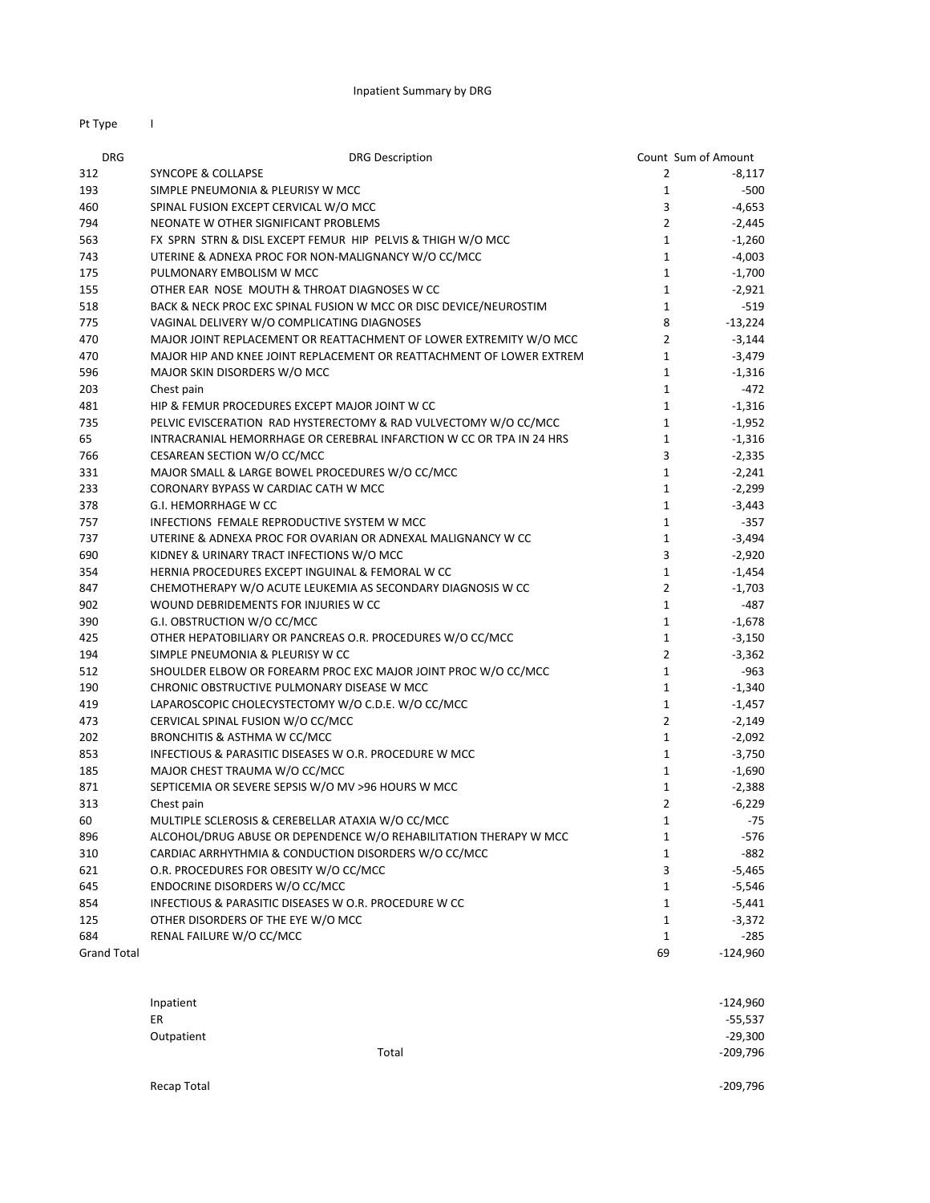Inpatient Summary by DRG

Pt Type I

| DRG | DRG Description | Count | Sum of Amount |
|---|---|---|---|
| 312 | SYNCOPE & COLLAPSE | 2 | -8,117 |
| 193 | SIMPLE PNEUMONIA & PLEURISY W MCC | 1 | -500 |
| 460 | SPINAL FUSION EXCEPT CERVICAL W/O MCC | 3 | -4,653 |
| 794 | NEONATE W OTHER SIGNIFICANT PROBLEMS | 2 | -2,445 |
| 563 | FX SPRN STRN & DISL EXCEPT FEMUR HIP PELVIS & THIGH W/O MCC | 1 | -1,260 |
| 743 | UTERINE & ADNEXA PROC FOR NON-MALIGNANCY W/O CC/MCC | 1 | -4,003 |
| 175 | PULMONARY EMBOLISM W MCC | 1 | -1,700 |
| 155 | OTHER EAR NOSE MOUTH & THROAT DIAGNOSES W CC | 1 | -2,921 |
| 518 | BACK & NECK PROC EXC SPINAL FUSION W MCC OR DISC DEVICE/NEUROSTIM | 1 | -519 |
| 775 | VAGINAL DELIVERY W/O COMPLICATING DIAGNOSES | 8 | -13,224 |
| 470 | MAJOR JOINT REPLACEMENT OR REATTACHMENT OF LOWER EXTREMITY W/O MCC | 2 | -3,144 |
| 470 | MAJOR HIP AND KNEE JOINT REPLACEMENT OR REATTACHMENT OF LOWER EXTREM | 1 | -3,479 |
| 596 | MAJOR SKIN DISORDERS W/O MCC | 1 | -1,316 |
| 203 | Chest pain | 1 | -472 |
| 481 | HIP & FEMUR PROCEDURES EXCEPT MAJOR JOINT W CC | 1 | -1,316 |
| 735 | PELVIC EVISCERATION RAD HYSTERECTOMY & RAD VULVECTOMY W/O CC/MCC | 1 | -1,952 |
| 65 | INTRACRANIAL HEMORRHAGE OR CEREBRAL INFARCTION W CC OR TPA IN 24 HRS | 1 | -1,316 |
| 766 | CESAREAN SECTION W/O CC/MCC | 3 | -2,335 |
| 331 | MAJOR SMALL & LARGE BOWEL PROCEDURES W/O CC/MCC | 1 | -2,241 |
| 233 | CORONARY BYPASS W CARDIAC CATH W MCC | 1 | -2,299 |
| 378 | G.I. HEMORRHAGE W CC | 1 | -3,443 |
| 757 | INFECTIONS FEMALE REPRODUCTIVE SYSTEM W MCC | 1 | -357 |
| 737 | UTERINE & ADNEXA PROC FOR OVARIAN OR ADNEXAL MALIGNANCY W CC | 1 | -3,494 |
| 690 | KIDNEY & URINARY TRACT INFECTIONS W/O MCC | 3 | -2,920 |
| 354 | HERNIA PROCEDURES EXCEPT INGUINAL & FEMORAL W CC | 1 | -1,454 |
| 847 | CHEMOTHERAPY W/O ACUTE LEUKEMIA AS SECONDARY DIAGNOSIS W CC | 2 | -1,703 |
| 902 | WOUND DEBRIDEMENTS FOR INJURIES W CC | 1 | -487 |
| 390 | G.I. OBSTRUCTION W/O CC/MCC | 1 | -1,678 |
| 425 | OTHER HEPATOBILIARY OR PANCREAS O.R. PROCEDURES W/O CC/MCC | 1 | -3,150 |
| 194 | SIMPLE PNEUMONIA & PLEURISY W CC | 2 | -3,362 |
| 512 | SHOULDER ELBOW OR FOREARM PROC EXC MAJOR JOINT PROC W/O CC/MCC | 1 | -963 |
| 190 | CHRONIC OBSTRUCTIVE PULMONARY DISEASE W MCC | 1 | -1,340 |
| 419 | LAPAROSCOPIC CHOLECYSTECTOMY W/O C.D.E. W/O CC/MCC | 1 | -1,457 |
| 473 | CERVICAL SPINAL FUSION W/O CC/MCC | 2 | -2,149 |
| 202 | BRONCHITIS & ASTHMA W CC/MCC | 1 | -2,092 |
| 853 | INFECTIOUS & PARASITIC DISEASES W O.R. PROCEDURE W MCC | 1 | -3,750 |
| 185 | MAJOR CHEST TRAUMA W/O CC/MCC | 1 | -1,690 |
| 871 | SEPTICEMIA OR SEVERE SEPSIS W/O MV >96 HOURS W MCC | 1 | -2,388 |
| 313 | Chest pain | 2 | -6,229 |
| 60 | MULTIPLE SCLEROSIS & CEREBELLAR ATAXIA W/O CC/MCC | 1 | -75 |
| 896 | ALCOHOL/DRUG ABUSE OR DEPENDENCE W/O REHABILITATION THERAPY W MCC | 1 | -576 |
| 310 | CARDIAC ARRHYTHMIA & CONDUCTION DISORDERS W/O CC/MCC | 1 | -882 |
| 621 | O.R. PROCEDURES FOR OBESITY W/O CC/MCC | 3 | -5,465 |
| 645 | ENDOCRINE DISORDERS W/O CC/MCC | 1 | -5,546 |
| 854 | INFECTIOUS & PARASITIC DISEASES W O.R. PROCEDURE W CC | 1 | -5,441 |
| 125 | OTHER DISORDERS OF THE EYE W/O MCC | 1 | -3,372 |
| 684 | RENAL FAILURE W/O CC/MCC | 1 | -285 |
| Grand Total | | 69 | -124,960 |

| | |
|---|---|
| Inpatient | -124,960 |
| ER | -55,537 |
| Outpatient | -29,300 |
| Total | -209,796 |
| | |
| Recap Total | -209,796 |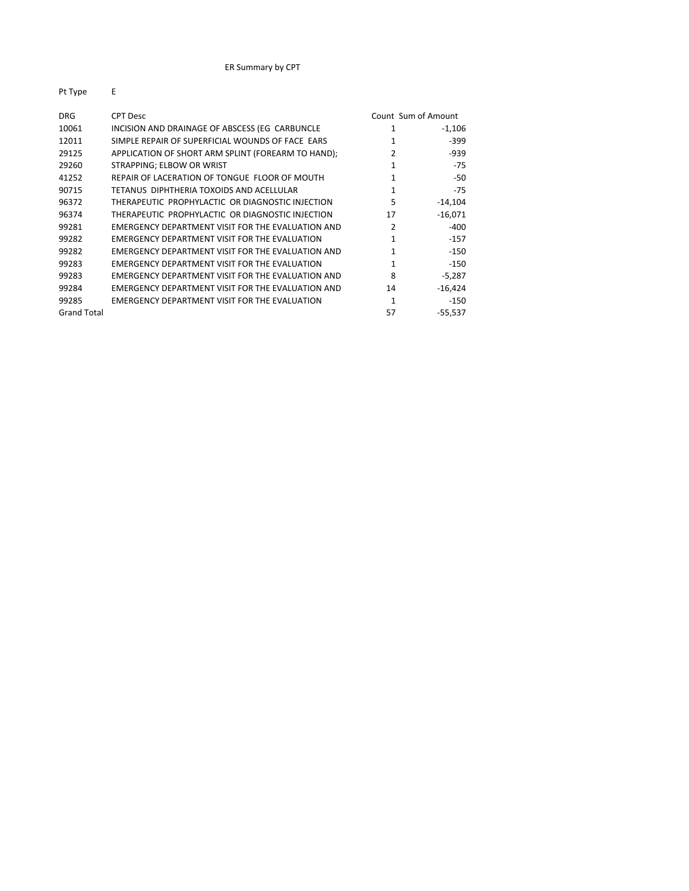ER Summary by CPT

Pt Type E

| DRG | CPT Desc | Count | Sum of Amount |
|---|---|---|---|
| 10061 | INCISION AND DRAINAGE OF ABSCESS (EG  CARBUNCLE | 1 | -1,106 |
| 12011 | SIMPLE REPAIR OF SUPERFICIAL WOUNDS OF FACE  EARS | 1 | -399 |
| 29125 | APPLICATION OF SHORT ARM SPLINT (FOREARM TO HAND); | 2 | -939 |
| 29260 | STRAPPING; ELBOW OR WRIST | 1 | -75 |
| 41252 | REPAIR OF LACERATION OF TONGUE  FLOOR OF MOUTH | 1 | -50 |
| 90715 | TETANUS  DIPHTHERIA TOXOIDS AND ACELLULAR | 1 | -75 |
| 96372 | THERAPEUTIC  PROPHYLACTIC  OR DIAGNOSTIC INJECTION | 5 | -14,104 |
| 96374 | THERAPEUTIC  PROPHYLACTIC  OR DIAGNOSTIC INJECTION | 17 | -16,071 |
| 99281 | EMERGENCY DEPARTMENT VISIT FOR THE EVALUATION AND | 2 | -400 |
| 99282 | EMERGENCY DEPARTMENT VISIT FOR THE EVALUATION | 1 | -157 |
| 99282 | EMERGENCY DEPARTMENT VISIT FOR THE EVALUATION AND | 1 | -150 |
| 99283 | EMERGENCY DEPARTMENT VISIT FOR THE EVALUATION | 1 | -150 |
| 99283 | EMERGENCY DEPARTMENT VISIT FOR THE EVALUATION AND | 8 | -5,287 |
| 99284 | EMERGENCY DEPARTMENT VISIT FOR THE EVALUATION AND | 14 | -16,424 |
| 99285 | EMERGENCY DEPARTMENT VISIT FOR THE EVALUATION | 1 | -150 |
| Grand Total | | 57 | -55,537 |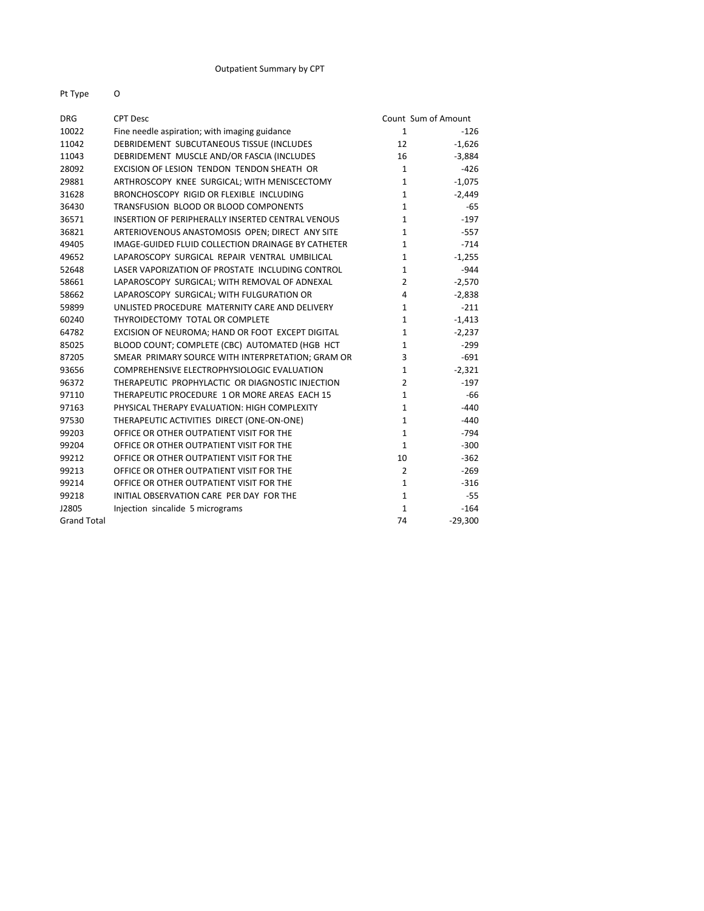Outpatient Summary by CPT

Pt Type O

| DRG | CPT Desc | Count | Sum of Amount |
|---|---|---|---|
| 10022 | Fine needle aspiration; with imaging guidance | 1 | -126 |
| 11042 | DEBRIDEMENT SUBCUTANEOUS TISSUE (INCLUDES | 12 | -1,626 |
| 11043 | DEBRIDEMENT MUSCLE AND/OR FASCIA (INCLUDES | 16 | -3,884 |
| 28092 | EXCISION OF LESION TENDON TENDON SHEATH OR | 1 | -426 |
| 29881 | ARTHROSCOPY KNEE SURGICAL; WITH MENISCECTOMY | 1 | -1,075 |
| 31628 | BRONCHOSCOPY RIGID OR FLEXIBLE INCLUDING | 1 | -2,449 |
| 36430 | TRANSFUSION BLOOD OR BLOOD COMPONENTS | 1 | -65 |
| 36571 | INSERTION OF PERIPHERALLY INSERTED CENTRAL VENOUS | 1 | -197 |
| 36821 | ARTERIOVENOUS ANASTOMOSIS OPEN; DIRECT ANY SITE | 1 | -557 |
| 49405 | IMAGE-GUIDED FLUID COLLECTION DRAINAGE BY CATHETER | 1 | -714 |
| 49652 | LAPAROSCOPY SURGICAL REPAIR VENTRAL UMBILICAL | 1 | -1,255 |
| 52648 | LASER VAPORIZATION OF PROSTATE INCLUDING CONTROL | 1 | -944 |
| 58661 | LAPAROSCOPY SURGICAL; WITH REMOVAL OF ADNEXAL | 2 | -2,570 |
| 58662 | LAPAROSCOPY SURGICAL; WITH FULGURATION OR | 4 | -2,838 |
| 59899 | UNLISTED PROCEDURE MATERNITY CARE AND DELIVERY | 1 | -211 |
| 60240 | THYROIDECTOMY TOTAL OR COMPLETE | 1 | -1,413 |
| 64782 | EXCISION OF NEUROMA; HAND OR FOOT EXCEPT DIGITAL | 1 | -2,237 |
| 85025 | BLOOD COUNT; COMPLETE (CBC) AUTOMATED (HGB HCT | 1 | -299 |
| 87205 | SMEAR PRIMARY SOURCE WITH INTERPRETATION; GRAM OR | 3 | -691 |
| 93656 | COMPREHENSIVE ELECTROPHYSIOLOGIC EVALUATION | 1 | -2,321 |
| 96372 | THERAPEUTIC PROPHYLACTIC OR DIAGNOSTIC INJECTION | 2 | -197 |
| 97110 | THERAPEUTIC PROCEDURE 1 OR MORE AREAS EACH 15 | 1 | -66 |
| 97163 | PHYSICAL THERAPY EVALUATION: HIGH COMPLEXITY | 1 | -440 |
| 97530 | THERAPEUTIC ACTIVITIES DIRECT (ONE-ON-ONE) | 1 | -440 |
| 99203 | OFFICE OR OTHER OUTPATIENT VISIT FOR THE | 1 | -794 |
| 99204 | OFFICE OR OTHER OUTPATIENT VISIT FOR THE | 1 | -300 |
| 99212 | OFFICE OR OTHER OUTPATIENT VISIT FOR THE | 10 | -362 |
| 99213 | OFFICE OR OTHER OUTPATIENT VISIT FOR THE | 2 | -269 |
| 99214 | OFFICE OR OTHER OUTPATIENT VISIT FOR THE | 1 | -316 |
| 99218 | INITIAL OBSERVATION CARE PER DAY FOR THE | 1 | -55 |
| J2805 | Injection sincalide 5 micrograms | 1 | -164 |
| Grand Total | | 74 | -29,300 |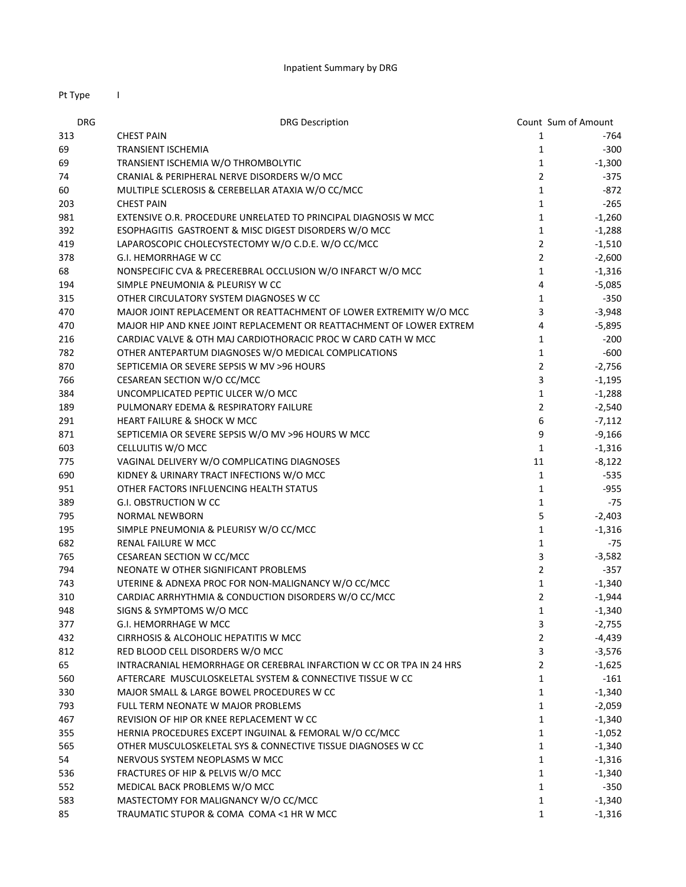Inpatient Summary by DRG

Pt Type I

| DRG | DRG Description | Count | Sum of Amount |
|---|---|---|---|
| 313 | CHEST PAIN | 1 | -764 |
| 69 | TRANSIENT ISCHEMIA | 1 | -300 |
| 69 | TRANSIENT ISCHEMIA W/O THROMBOLYTIC | 1 | -1,300 |
| 74 | CRANIAL & PERIPHERAL NERVE DISORDERS W/O MCC | 2 | -375 |
| 60 | MULTIPLE SCLEROSIS & CEREBELLAR ATAXIA W/O CC/MCC | 1 | -872 |
| 203 | CHEST PAIN | 1 | -265 |
| 981 | EXTENSIVE O.R. PROCEDURE UNRELATED TO PRINCIPAL DIAGNOSIS W MCC | 1 | -1,260 |
| 392 | ESOPHAGITIS GASTROENT & MISC DIGEST DISORDERS W/O MCC | 1 | -1,288 |
| 419 | LAPAROSCOPIC CHOLECYSTECTOMY W/O C.D.E. W/O CC/MCC | 2 | -1,510 |
| 378 | G.I. HEMORRHAGE W CC | 2 | -2,600 |
| 68 | NONSPECIFIC CVA & PRECEREBRAL OCCLUSION W/O INFARCT W/O MCC | 1 | -1,316 |
| 194 | SIMPLE PNEUMONIA & PLEURISY W CC | 4 | -5,085 |
| 315 | OTHER CIRCULATORY SYSTEM DIAGNOSES W CC | 1 | -350 |
| 470 | MAJOR JOINT REPLACEMENT OR REATTACHMENT OF LOWER EXTREMITY W/O MCC | 3 | -3,948 |
| 470 | MAJOR HIP AND KNEE JOINT REPLACEMENT OR REATTACHMENT OF LOWER EXTREM | 4 | -5,895 |
| 216 | CARDIAC VALVE & OTH MAJ CARDIOTHORACIC PROC W CARD CATH W MCC | 1 | -200 |
| 782 | OTHER ANTEPARTUM DIAGNOSES W/O MEDICAL COMPLICATIONS | 1 | -600 |
| 870 | SEPTICEMIA OR SEVERE SEPSIS W MV >96 HOURS | 2 | -2,756 |
| 766 | CESAREAN SECTION W/O CC/MCC | 3 | -1,195 |
| 384 | UNCOMPLICATED PEPTIC ULCER W/O MCC | 1 | -1,288 |
| 189 | PULMONARY EDEMA & RESPIRATORY FAILURE | 2 | -2,540 |
| 291 | HEART FAILURE & SHOCK W MCC | 6 | -7,112 |
| 871 | SEPTICEMIA OR SEVERE SEPSIS W/O MV >96 HOURS W MCC | 9 | -9,166 |
| 603 | CELLULITIS W/O MCC | 1 | -1,316 |
| 775 | VAGINAL DELIVERY W/O COMPLICATING DIAGNOSES | 11 | -8,122 |
| 690 | KIDNEY & URINARY TRACT INFECTIONS W/O MCC | 1 | -535 |
| 951 | OTHER FACTORS INFLUENCING HEALTH STATUS | 1 | -955 |
| 389 | G.I. OBSTRUCTION W CC | 1 | -75 |
| 795 | NORMAL NEWBORN | 5 | -2,403 |
| 195 | SIMPLE PNEUMONIA & PLEURISY W/O CC/MCC | 1 | -1,316 |
| 682 | RENAL FAILURE W MCC | 1 | -75 |
| 765 | CESAREAN SECTION W CC/MCC | 3 | -3,582 |
| 794 | NEONATE W OTHER SIGNIFICANT PROBLEMS | 2 | -357 |
| 743 | UTERINE & ADNEXA PROC FOR NON-MALIGNANCY W/O CC/MCC | 1 | -1,340 |
| 310 | CARDIAC ARRHYTHMIA & CONDUCTION DISORDERS W/O CC/MCC | 2 | -1,944 |
| 948 | SIGNS & SYMPTOMS W/O MCC | 1 | -1,340 |
| 377 | G.I. HEMORRHAGE W MCC | 3 | -2,755 |
| 432 | CIRRHOSIS & ALCOHOLIC HEPATITIS W MCC | 2 | -4,439 |
| 812 | RED BLOOD CELL DISORDERS W/O MCC | 3 | -3,576 |
| 65 | INTRACRANIAL HEMORRHAGE OR CEREBRAL INFARCTION W CC OR TPA IN 24 HRS | 2 | -1,625 |
| 560 | AFTERCARE MUSCULOSKELETAL SYSTEM & CONNECTIVE TISSUE W CC | 1 | -161 |
| 330 | MAJOR SMALL & LARGE BOWEL PROCEDURES W CC | 1 | -1,340 |
| 793 | FULL TERM NEONATE W MAJOR PROBLEMS | 1 | -2,059 |
| 467 | REVISION OF HIP OR KNEE REPLACEMENT W CC | 1 | -1,340 |
| 355 | HERNIA PROCEDURES EXCEPT INGUINAL & FEMORAL W/O CC/MCC | 1 | -1,052 |
| 565 | OTHER MUSCULOSKELETAL SYS & CONNECTIVE TISSUE DIAGNOSES W CC | 1 | -1,340 |
| 54 | NERVOUS SYSTEM NEOPLASMS W MCC | 1 | -1,316 |
| 536 | FRACTURES OF HIP & PELVIS W/O MCC | 1 | -1,340 |
| 552 | MEDICAL BACK PROBLEMS W/O MCC | 1 | -350 |
| 583 | MASTECTOMY FOR MALIGNANCY W/O CC/MCC | 1 | -1,340 |
| 85 | TRAUMATIC STUPOR & COMA COMA <1 HR W MCC | 1 | -1,316 |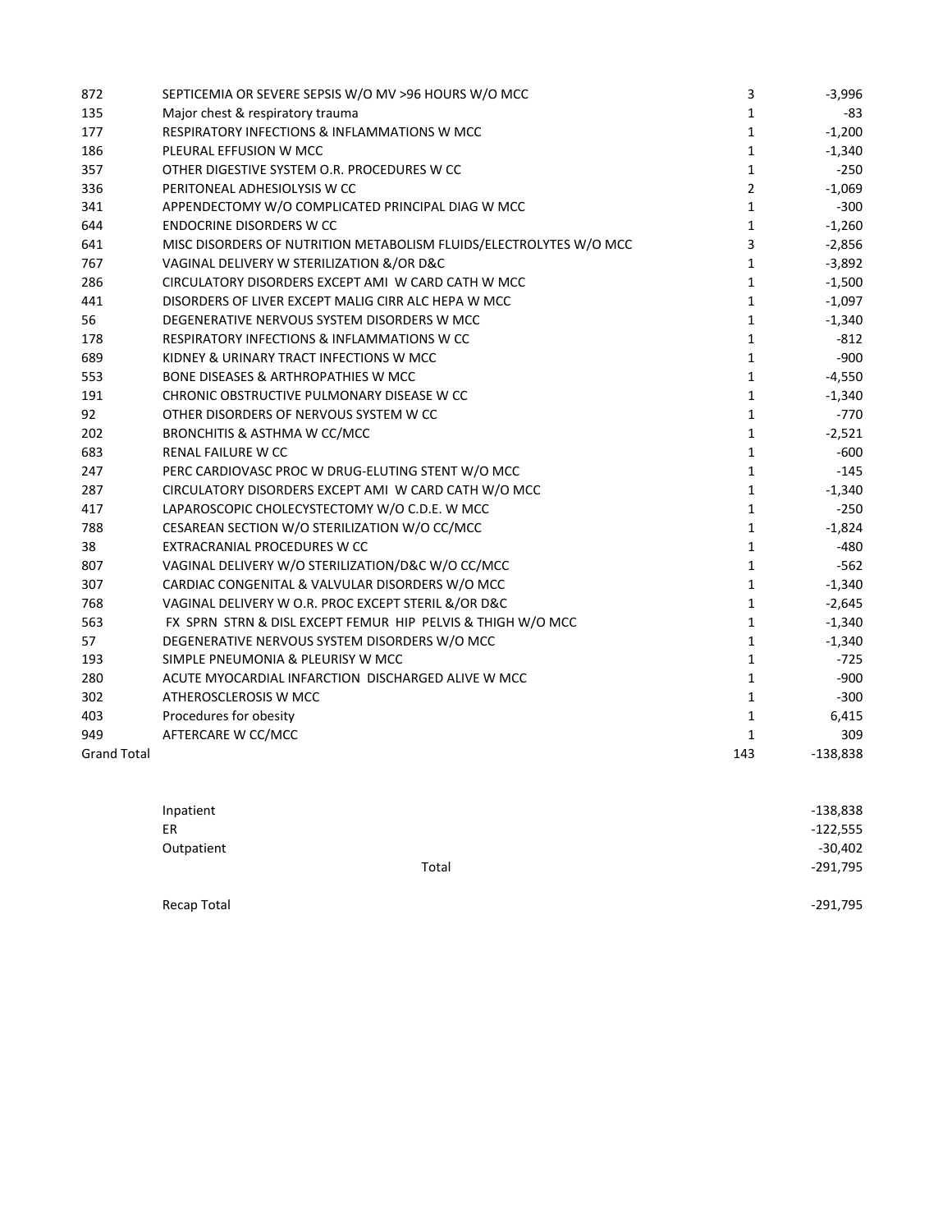| | | | |
|---|---|---|---|
| 872 | SEPTICEMIA OR SEVERE SEPSIS W/O MV >96 HOURS W/O MCC | 3 | -3,996 |
| 135 | Major chest & respiratory trauma | 1 | -83 |
| 177 | RESPIRATORY INFECTIONS & INFLAMMATIONS W MCC | 1 | -1,200 |
| 186 | PLEURAL EFFUSION W MCC | 1 | -1,340 |
| 357 | OTHER DIGESTIVE SYSTEM O.R. PROCEDURES W CC | 1 | -250 |
| 336 | PERITONEAL ADHESIOLYSIS W CC | 2 | -1,069 |
| 341 | APPENDECTOMY W/O COMPLICATED PRINCIPAL DIAG W MCC | 1 | -300 |
| 644 | ENDOCRINE DISORDERS W CC | 1 | -1,260 |
| 641 | MISC DISORDERS OF NUTRITION METABOLISM FLUIDS/ELECTROLYTES W/O MCC | 3 | -2,856 |
| 767 | VAGINAL DELIVERY W STERILIZATION &/OR D&C | 1 | -3,892 |
| 286 | CIRCULATORY DISORDERS EXCEPT AMI W CARD CATH W MCC | 1 | -1,500 |
| 441 | DISORDERS OF LIVER EXCEPT MALIG CIRR ALC HEPA W MCC | 1 | -1,097 |
| 56 | DEGENERATIVE NERVOUS SYSTEM DISORDERS W MCC | 1 | -1,340 |
| 178 | RESPIRATORY INFECTIONS & INFLAMMATIONS W CC | 1 | -812 |
| 689 | KIDNEY & URINARY TRACT INFECTIONS W MCC | 1 | -900 |
| 553 | BONE DISEASES & ARTHROPATHIES W MCC | 1 | -4,550 |
| 191 | CHRONIC OBSTRUCTIVE PULMONARY DISEASE W CC | 1 | -1,340 |
| 92 | OTHER DISORDERS OF NERVOUS SYSTEM W CC | 1 | -770 |
| 202 | BRONCHITIS & ASTHMA W CC/MCC | 1 | -2,521 |
| 683 | RENAL FAILURE W CC | 1 | -600 |
| 247 | PERC CARDIOVASC PROC W DRUG-ELUTING STENT W/O MCC | 1 | -145 |
| 287 | CIRCULATORY DISORDERS EXCEPT AMI W CARD CATH W/O MCC | 1 | -1,340 |
| 417 | LAPAROSCOPIC CHOLECYSTECTOMY W/O C.D.E. W MCC | 1 | -250 |
| 788 | CESAREAN SECTION W/O STERILIZATION W/O CC/MCC | 1 | -1,824 |
| 38 | EXTRACRANIAL PROCEDURES W CC | 1 | -480 |
| 807 | VAGINAL DELIVERY W/O STERILIZATION/D&C W/O CC/MCC | 1 | -562 |
| 307 | CARDIAC CONGENITAL & VALVULAR DISORDERS W/O MCC | 1 | -1,340 |
| 768 | VAGINAL DELIVERY W O.R. PROC EXCEPT STERIL &/OR D&C | 1 | -2,645 |
| 563 | FX SPRN STRN & DISL EXCEPT FEMUR HIP PELVIS & THIGH W/O MCC | 1 | -1,340 |
| 57 | DEGENERATIVE NERVOUS SYSTEM DISORDERS W/O MCC | 1 | -1,340 |
| 193 | SIMPLE PNEUMONIA & PLEURISY W MCC | 1 | -725 |
| 280 | ACUTE MYOCARDIAL INFARCTION DISCHARGED ALIVE W MCC | 1 | -900 |
| 302 | ATHEROSCLEROSIS W MCC | 1 | -300 |
| 403 | Procedures for obesity | 1 | 6,415 |
| 949 | AFTERCARE W CC/MCC | 1 | 309 |
| Grand Total | | 143 | -138,838 |

| | |
|---|---|
| Inpatient | -138,838 |
| ER | -122,555 |
| Outpatient | -30,402 |
| Total | -291,795 |
| | |
| Recap Total | -291,795 |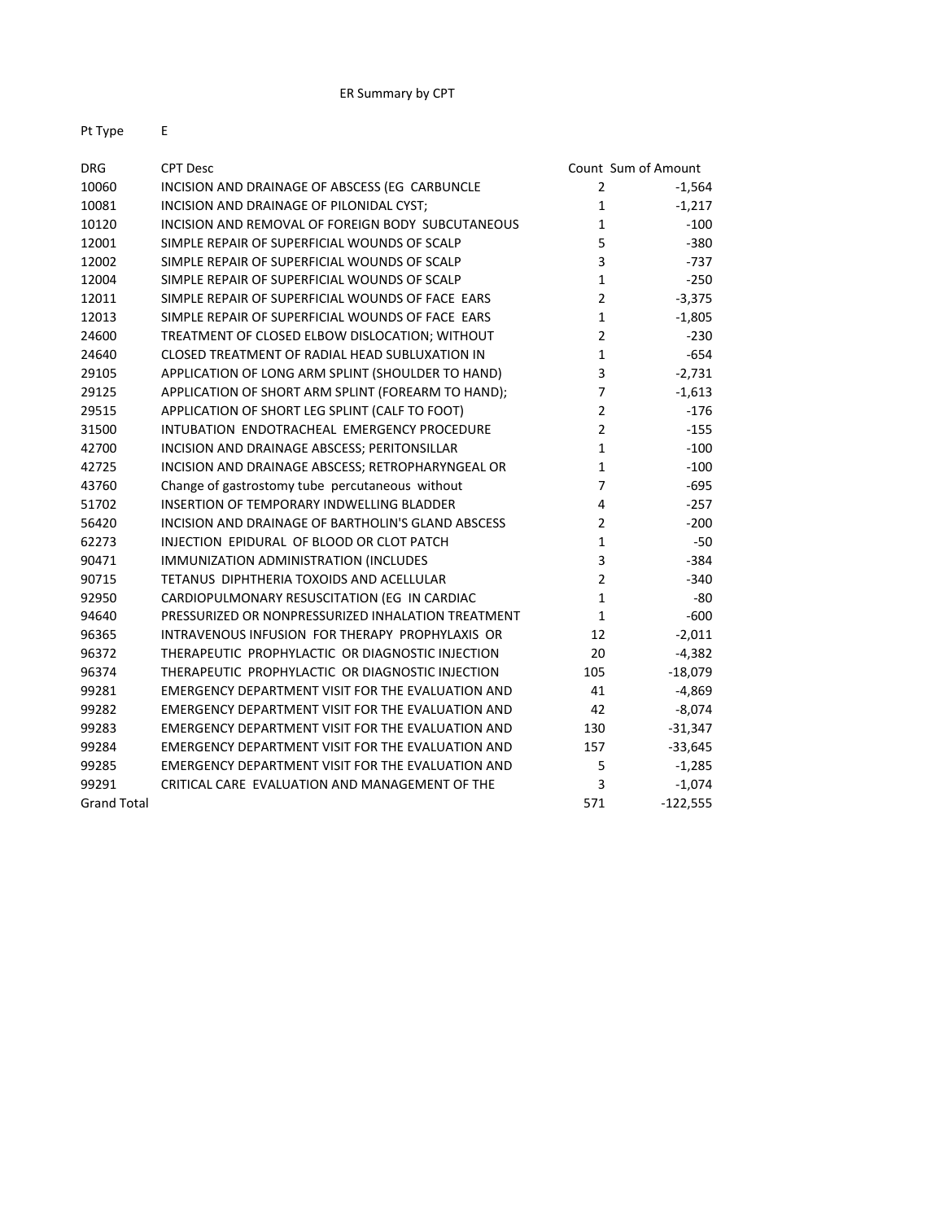ER Summary by CPT

Pt Type E

| DRG | CPT Desc | Count | Sum of Amount |
|---|---|---|---|
| 10060 | INCISION AND DRAINAGE OF ABSCESS (EG CARBUNCLE | 2 | -1,564 |
| 10081 | INCISION AND DRAINAGE OF PILONIDAL CYST; | 1 | -1,217 |
| 10120 | INCISION AND REMOVAL OF FOREIGN BODY SUBCUTANEOUS | 1 | -100 |
| 12001 | SIMPLE REPAIR OF SUPERFICIAL WOUNDS OF SCALP | 5 | -380 |
| 12002 | SIMPLE REPAIR OF SUPERFICIAL WOUNDS OF SCALP | 3 | -737 |
| 12004 | SIMPLE REPAIR OF SUPERFICIAL WOUNDS OF SCALP | 1 | -250 |
| 12011 | SIMPLE REPAIR OF SUPERFICIAL WOUNDS OF FACE EARS | 2 | -3,375 |
| 12013 | SIMPLE REPAIR OF SUPERFICIAL WOUNDS OF FACE EARS | 1 | -1,805 |
| 24600 | TREATMENT OF CLOSED ELBOW DISLOCATION; WITHOUT | 2 | -230 |
| 24640 | CLOSED TREATMENT OF RADIAL HEAD SUBLUXATION IN | 1 | -654 |
| 29105 | APPLICATION OF LONG ARM SPLINT (SHOULDER TO HAND) | 3 | -2,731 |
| 29125 | APPLICATION OF SHORT ARM SPLINT (FOREARM TO HAND); | 7 | -1,613 |
| 29515 | APPLICATION OF SHORT LEG SPLINT (CALF TO FOOT) | 2 | -176 |
| 31500 | INTUBATION ENDOTRACHEAL EMERGENCY PROCEDURE | 2 | -155 |
| 42700 | INCISION AND DRAINAGE ABSCESS; PERITONSILLAR | 1 | -100 |
| 42725 | INCISION AND DRAINAGE ABSCESS; RETROPHARYNGEAL OR | 1 | -100 |
| 43760 | Change of gastrostomy tube percutaneous without | 7 | -695 |
| 51702 | INSERTION OF TEMPORARY INDWELLING BLADDER | 4 | -257 |
| 56420 | INCISION AND DRAINAGE OF BARTHOLIN'S GLAND ABSCESS | 2 | -200 |
| 62273 | INJECTION EPIDURAL OF BLOOD OR CLOT PATCH | 1 | -50 |
| 90471 | IMMUNIZATION ADMINISTRATION (INCLUDES | 3 | -384 |
| 90715 | TETANUS DIPHTHERIA TOXOIDS AND ACELLULAR | 2 | -340 |
| 92950 | CARDIOPULMONARY RESUSCITATION (EG IN CARDIAC | 1 | -80 |
| 94640 | PRESSURIZED OR NONPRESSURIZED INHALATION TREATMENT | 1 | -600 |
| 96365 | INTRAVENOUS INFUSION FOR THERAPY PROPHYLAXIS OR | 12 | -2,011 |
| 96372 | THERAPEUTIC PROPHYLACTIC OR DIAGNOSTIC INJECTION | 20 | -4,382 |
| 96374 | THERAPEUTIC PROPHYLACTIC OR DIAGNOSTIC INJECTION | 105 | -18,079 |
| 99281 | EMERGENCY DEPARTMENT VISIT FOR THE EVALUATION AND | 41 | -4,869 |
| 99282 | EMERGENCY DEPARTMENT VISIT FOR THE EVALUATION AND | 42 | -8,074 |
| 99283 | EMERGENCY DEPARTMENT VISIT FOR THE EVALUATION AND | 130 | -31,347 |
| 99284 | EMERGENCY DEPARTMENT VISIT FOR THE EVALUATION AND | 157 | -33,645 |
| 99285 | EMERGENCY DEPARTMENT VISIT FOR THE EVALUATION AND | 5 | -1,285 |
| 99291 | CRITICAL CARE EVALUATION AND MANAGEMENT OF THE | 3 | -1,074 |
| Grand Total | | 571 | -122,555 |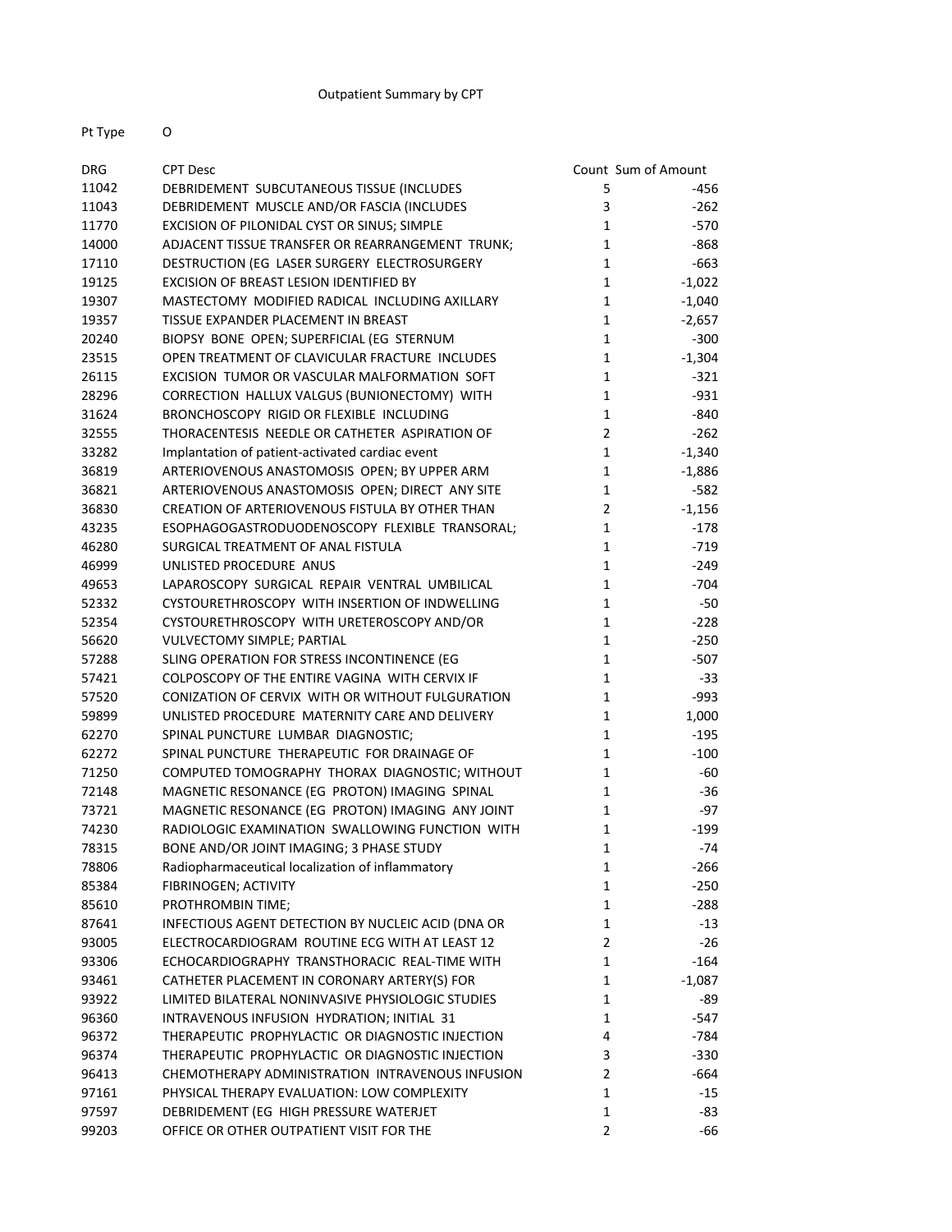Outpatient Summary by CPT

Pt Type O

| DRG | CPT Desc | Count | Sum of Amount |
|---|---|---|---|
| 11042 | DEBRIDEMENT SUBCUTANEOUS TISSUE (INCLUDES | 5 | -456 |
| 11043 | DEBRIDEMENT MUSCLE AND/OR FASCIA (INCLUDES | 3 | -262 |
| 11770 | EXCISION OF PILONIDAL CYST OR SINUS; SIMPLE | 1 | -570 |
| 14000 | ADJACENT TISSUE TRANSFER OR REARRANGEMENT TRUNK; | 1 | -868 |
| 17110 | DESTRUCTION (EG LASER SURGERY ELECTROSURGERY | 1 | -663 |
| 19125 | EXCISION OF BREAST LESION IDENTIFIED BY | 1 | -1,022 |
| 19307 | MASTECTOMY MODIFIED RADICAL INCLUDING AXILLARY | 1 | -1,040 |
| 19357 | TISSUE EXPANDER PLACEMENT IN BREAST | 1 | -2,657 |
| 20240 | BIOPSY BONE OPEN; SUPERFICIAL (EG STERNUM | 1 | -300 |
| 23515 | OPEN TREATMENT OF CLAVICULAR FRACTURE INCLUDES | 1 | -1,304 |
| 26115 | EXCISION TUMOR OR VASCULAR MALFORMATION SOFT | 1 | -321 |
| 28296 | CORRECTION HALLUX VALGUS (BUNIONECTOMY) WITH | 1 | -931 |
| 31624 | BRONCHOSCOPY RIGID OR FLEXIBLE INCLUDING | 1 | -840 |
| 32555 | THORACENTESIS NEEDLE OR CATHETER ASPIRATION OF | 2 | -262 |
| 33282 | Implantation of patient-activated cardiac event | 1 | -1,340 |
| 36819 | ARTERIOVENOUS ANASTOMOSIS OPEN; BY UPPER ARM | 1 | -1,886 |
| 36821 | ARTERIOVENOUS ANASTOMOSIS OPEN; DIRECT ANY SITE | 1 | -582 |
| 36830 | CREATION OF ARTERIOVENOUS FISTULA BY OTHER THAN | 2 | -1,156 |
| 43235 | ESOPHAGOGASTRODUODENOSCOPY FLEXIBLE TRANSORAL; | 1 | -178 |
| 46280 | SURGICAL TREATMENT OF ANAL FISTULA | 1 | -719 |
| 46999 | UNLISTED PROCEDURE ANUS | 1 | -249 |
| 49653 | LAPAROSCOPY SURGICAL REPAIR VENTRAL UMBILICAL | 1 | -704 |
| 52332 | CYSTOURETHROSCOPY WITH INSERTION OF INDWELLING | 1 | -50 |
| 52354 | CYSTOURETHROSCOPY WITH URETEROSCOPY AND/OR | 1 | -228 |
| 56620 | VULVECTOMY SIMPLE; PARTIAL | 1 | -250 |
| 57288 | SLING OPERATION FOR STRESS INCONTINENCE (EG | 1 | -507 |
| 57421 | COLPOSCOPY OF THE ENTIRE VAGINA WITH CERVIX IF | 1 | -33 |
| 57520 | CONIZATION OF CERVIX WITH OR WITHOUT FULGURATION | 1 | -993 |
| 59899 | UNLISTED PROCEDURE MATERNITY CARE AND DELIVERY | 1 | 1,000 |
| 62270 | SPINAL PUNCTURE LUMBAR DIAGNOSTIC; | 1 | -195 |
| 62272 | SPINAL PUNCTURE THERAPEUTIC FOR DRAINAGE OF | 1 | -100 |
| 71250 | COMPUTED TOMOGRAPHY THORAX DIAGNOSTIC; WITHOUT | 1 | -60 |
| 72148 | MAGNETIC RESONANCE (EG PROTON) IMAGING SPINAL | 1 | -36 |
| 73721 | MAGNETIC RESONANCE (EG PROTON) IMAGING ANY JOINT | 1 | -97 |
| 74230 | RADIOLOGIC EXAMINATION SWALLOWING FUNCTION WITH | 1 | -199 |
| 78315 | BONE AND/OR JOINT IMAGING; 3 PHASE STUDY | 1 | -74 |
| 78806 | Radiopharmaceutical localization of inflammatory | 1 | -266 |
| 85384 | FIBRINOGEN; ACTIVITY | 1 | -250 |
| 85610 | PROTHROMBIN TIME; | 1 | -288 |
| 87641 | INFECTIOUS AGENT DETECTION BY NUCLEIC ACID (DNA OR | 1 | -13 |
| 93005 | ELECTROCARDIOGRAM ROUTINE ECG WITH AT LEAST 12 | 2 | -26 |
| 93306 | ECHOCARDIOGRAPHY TRANSTHORACIC REAL-TIME WITH | 1 | -164 |
| 93461 | CATHETER PLACEMENT IN CORONARY ARTERY(S) FOR | 1 | -1,087 |
| 93922 | LIMITED BILATERAL NONINVASIVE PHYSIOLOGIC STUDIES | 1 | -89 |
| 96360 | INTRAVENOUS INFUSION HYDRATION; INITIAL 31 | 1 | -547 |
| 96372 | THERAPEUTIC PROPHYLACTIC OR DIAGNOSTIC INJECTION | 4 | -784 |
| 96374 | THERAPEUTIC PROPHYLACTIC OR DIAGNOSTIC INJECTION | 3 | -330 |
| 96413 | CHEMOTHERAPY ADMINISTRATION INTRAVENOUS INFUSION | 2 | -664 |
| 97161 | PHYSICAL THERAPY EVALUATION: LOW COMPLEXITY | 1 | -15 |
| 97597 | DEBRIDEMENT (EG HIGH PRESSURE WATERJET | 1 | -83 |
| 99203 | OFFICE OR OTHER OUTPATIENT VISIT FOR THE | 2 | -66 |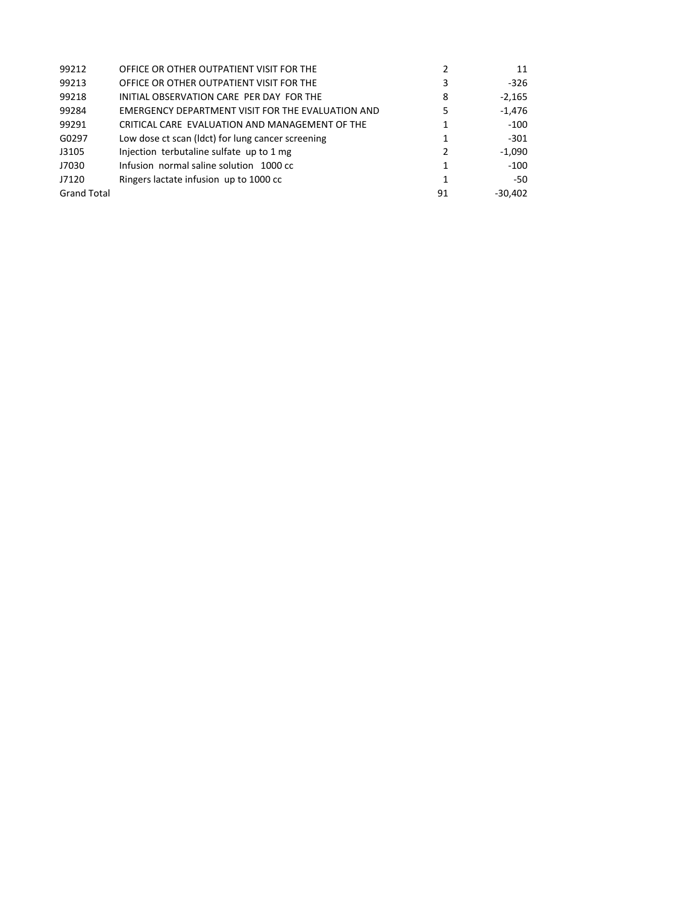| | | | |
|---|---|---|---|
| 99212 | OFFICE OR OTHER OUTPATIENT VISIT FOR THE | 2 | 11 |
| 99213 | OFFICE OR OTHER OUTPATIENT VISIT FOR THE | 3 | -326 |
| 99218 | INITIAL OBSERVATION CARE PER DAY FOR THE | 8 | -2,165 |
| 99284 | EMERGENCY DEPARTMENT VISIT FOR THE EVALUATION AND | 5 | -1,476 |
| 99291 | CRITICAL CARE EVALUATION AND MANAGEMENT OF THE | 1 | -100 |
| G0297 | Low dose ct scan (ldct) for lung cancer screening | 1 | -301 |
| J3105 | Injection terbutaline sulfate up to 1 mg | 2 | -1,090 |
| J7030 | Infusion normal saline solution 1000 cc | 1 | -100 |
| J7120 | Ringers lactate infusion up to 1000 cc | 1 | -50 |
| Grand Total | | 91 | -30,402 |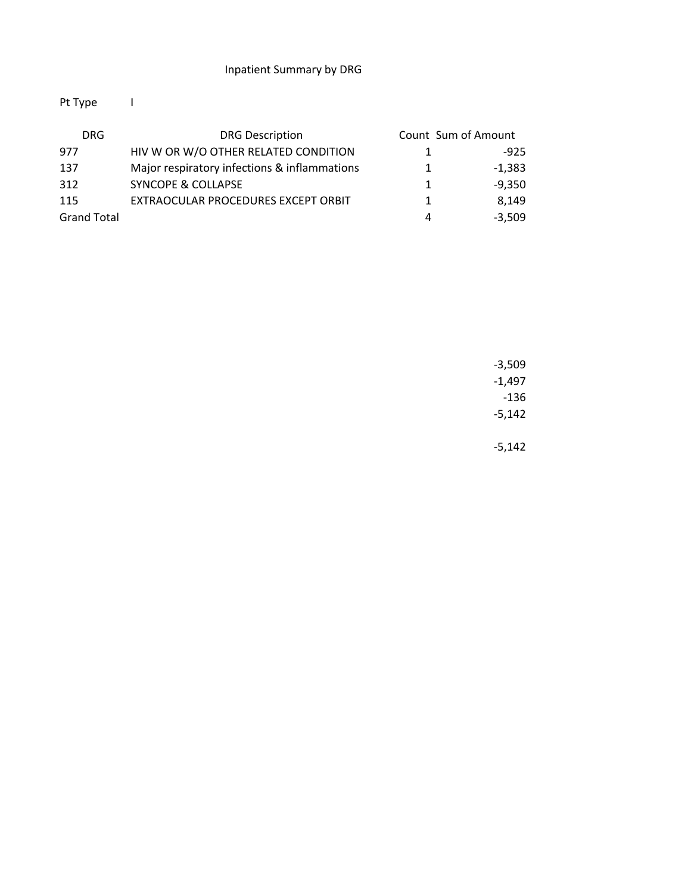Inpatient Summary by DRG

Pt Type I

| DRG | DRG Description | Count | Sum of Amount |
|---|---|---|---|
| 977 | HIV W OR W/O OTHER RELATED CONDITION | 1 | -925 |
| 137 | Major respiratory infections & inflammations | 1 | -1,383 |
| 312 | SYNCOPE & COLLAPSE | 1 | -9,350 |
| 115 | EXTRAOCULAR PROCEDURES EXCEPT ORBIT | 1 | 8,149 |
| Grand Total | | 4 | -3,509 |

-3,509
-1,497
-136
-5,142

-5,142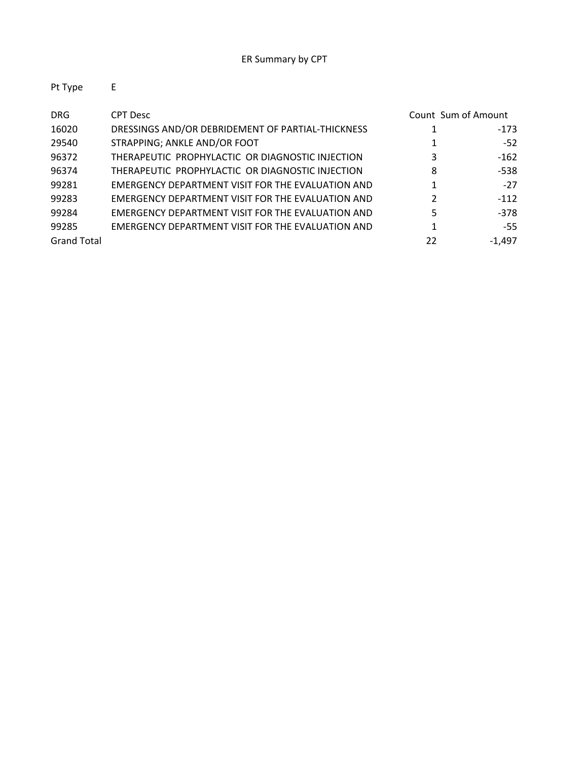# ER Summary by CPT

Pt Type E

| DRG | CPT Desc | Count | Sum of Amount |
|---|---|---|---|
| 16020 | DRESSINGS AND/OR DEBRIDEMENT OF PARTIAL-THICKNESS | 1 | -173 |
| 29540 | STRAPPING; ANKLE AND/OR FOOT | 1 | -52 |
| 96372 | THERAPEUTIC PROPHYLACTIC OR DIAGNOSTIC INJECTION | 3 | -162 |
| 96374 | THERAPEUTIC PROPHYLACTIC OR DIAGNOSTIC INJECTION | 8 | -538 |
| 99281 | EMERGENCY DEPARTMENT VISIT FOR THE EVALUATION AND | 1 | -27 |
| 99283 | EMERGENCY DEPARTMENT VISIT FOR THE EVALUATION AND | 2 | -112 |
| 99284 | EMERGENCY DEPARTMENT VISIT FOR THE EVALUATION AND | 5 | -378 |
| 99285 | EMERGENCY DEPARTMENT VISIT FOR THE EVALUATION AND | 1 | -55 |
| Grand Total | | 22 | -1,497 |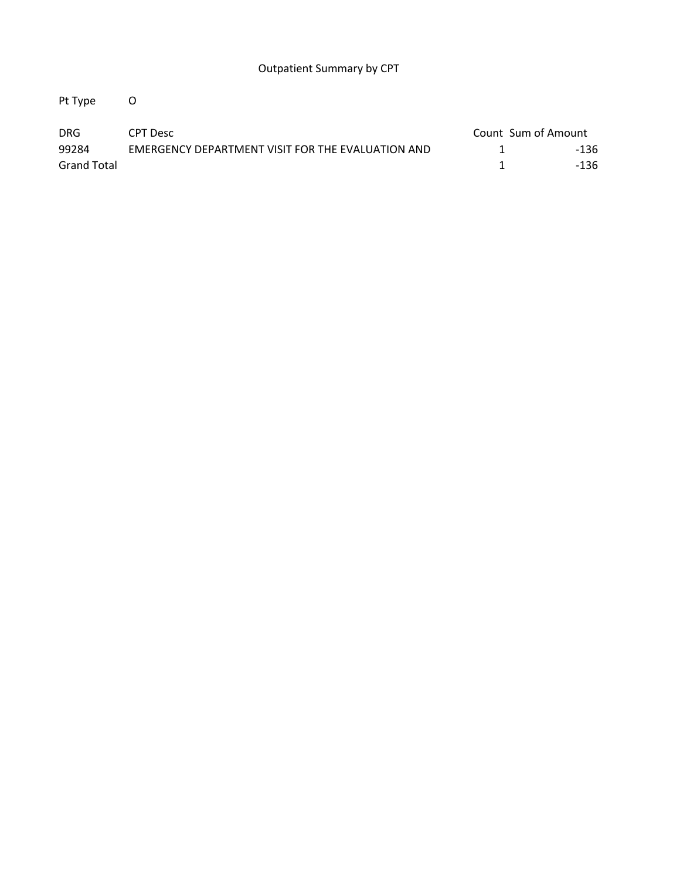# Outpatient Summary by CPT

Pt Type O

| DRG | CPT Desc | Count | Sum of Amount |
|---|---|---|---|
| 99284 | EMERGENCY DEPARTMENT VISIT FOR THE EVALUATION AND | 1 | -136 |
| Grand Total | | 1 | -136 |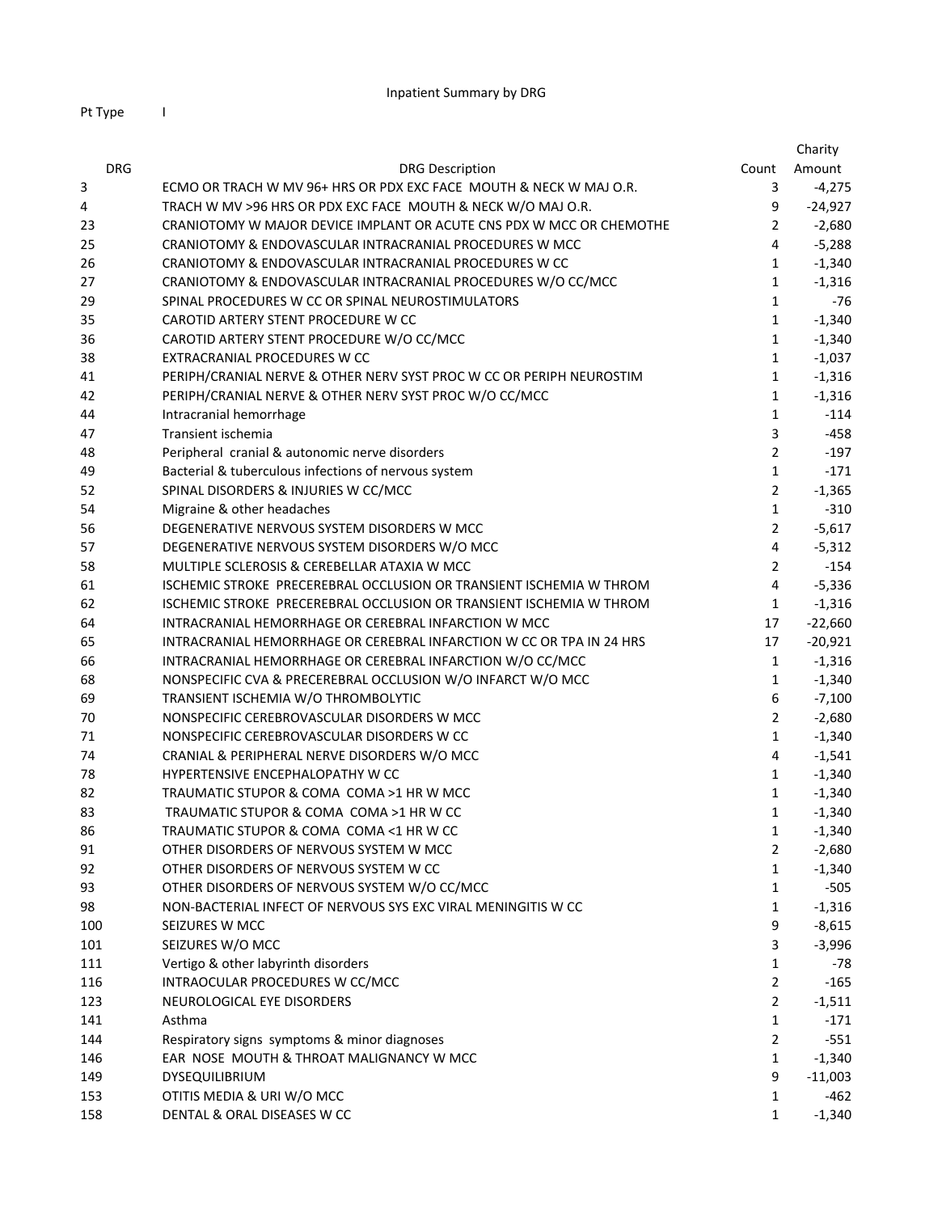Inpatient Summary by DRG

Pt Type I

| DRG | DRG Description | Count | Charity Amount |
|---|---|---|---|
| 3 | ECMO OR TRACH W MV 96+ HRS OR PDX EXC FACE MOUTH & NECK W MAJ O.R. | 3 | -4,275 |
| 4 | TRACH W MV >96 HRS OR PDX EXC FACE MOUTH & NECK W/O MAJ O.R. | 9 | -24,927 |
| 23 | CRANIOTOMY W MAJOR DEVICE IMPLANT OR ACUTE CNS PDX W MCC OR CHEMOTHE | 2 | -2,680 |
| 25 | CRANIOTOMY & ENDOVASCULAR INTRACRANIAL PROCEDURES W MCC | 4 | -5,288 |
| 26 | CRANIOTOMY & ENDOVASCULAR INTRACRANIAL PROCEDURES W CC | 1 | -1,340 |
| 27 | CRANIOTOMY & ENDOVASCULAR INTRACRANIAL PROCEDURES W/O CC/MCC | 1 | -1,316 |
| 29 | SPINAL PROCEDURES W CC OR SPINAL NEUROSTIMULATORS | 1 | -76 |
| 35 | CAROTID ARTERY STENT PROCEDURE W CC | 1 | -1,340 |
| 36 | CAROTID ARTERY STENT PROCEDURE W/O CC/MCC | 1 | -1,340 |
| 38 | EXTRACRANIAL PROCEDURES W CC | 1 | -1,037 |
| 41 | PERIPH/CRANIAL NERVE & OTHER NERV SYST PROC W CC OR PERIPH NEUROSTIM | 1 | -1,316 |
| 42 | PERIPH/CRANIAL NERVE & OTHER NERV SYST PROC W/O CC/MCC | 1 | -1,316 |
| 44 | Intracranial hemorrhage | 1 | -114 |
| 47 | Transient ischemia | 3 | -458 |
| 48 | Peripheral cranial & autonomic nerve disorders | 2 | -197 |
| 49 | Bacterial & tuberculous infections of nervous system | 1 | -171 |
| 52 | SPINAL DISORDERS & INJURIES W CC/MCC | 2 | -1,365 |
| 54 | Migraine & other headaches | 1 | -310 |
| 56 | DEGENERATIVE NERVOUS SYSTEM DISORDERS W MCC | 2 | -5,617 |
| 57 | DEGENERATIVE NERVOUS SYSTEM DISORDERS W/O MCC | 4 | -5,312 |
| 58 | MULTIPLE SCLEROSIS & CEREBELLAR ATAXIA W MCC | 2 | -154 |
| 61 | ISCHEMIC STROKE PRECEREBRAL OCCLUSION OR TRANSIENT ISCHEMIA W THROM | 4 | -5,336 |
| 62 | ISCHEMIC STROKE PRECEREBRAL OCCLUSION OR TRANSIENT ISCHEMIA W THROM | 1 | -1,316 |
| 64 | INTRACRANIAL HEMORRHAGE OR CEREBRAL INFARCTION W MCC | 17 | -22,660 |
| 65 | INTRACRANIAL HEMORRHAGE OR CEREBRAL INFARCTION W CC OR TPA IN 24 HRS | 17 | -20,921 |
| 66 | INTRACRANIAL HEMORRHAGE OR CEREBRAL INFARCTION W/O CC/MCC | 1 | -1,316 |
| 68 | NONSPECIFIC CVA & PRECEREBRAL OCCLUSION W/O INFARCT W/O MCC | 1 | -1,340 |
| 69 | TRANSIENT ISCHEMIA W/O THROMBOLYTIC | 6 | -7,100 |
| 70 | NONSPECIFIC CEREBROVASCULAR DISORDERS W MCC | 2 | -2,680 |
| 71 | NONSPECIFIC CEREBROVASCULAR DISORDERS W CC | 1 | -1,340 |
| 74 | CRANIAL & PERIPHERAL NERVE DISORDERS W/O MCC | 4 | -1,541 |
| 78 | HYPERTENSIVE ENCEPHALOPATHY W CC | 1 | -1,340 |
| 82 | TRAUMATIC STUPOR & COMA COMA >1 HR W MCC | 1 | -1,340 |
| 83 | TRAUMATIC STUPOR & COMA COMA >1 HR W CC | 1 | -1,340 |
| 86 | TRAUMATIC STUPOR & COMA COMA <1 HR W CC | 1 | -1,340 |
| 91 | OTHER DISORDERS OF NERVOUS SYSTEM W MCC | 2 | -2,680 |
| 92 | OTHER DISORDERS OF NERVOUS SYSTEM W CC | 1 | -1,340 |
| 93 | OTHER DISORDERS OF NERVOUS SYSTEM W/O CC/MCC | 1 | -505 |
| 98 | NON-BACTERIAL INFECT OF NERVOUS SYS EXC VIRAL MENINGITIS W CC | 1 | -1,316 |
| 100 | SEIZURES W MCC | 9 | -8,615 |
| 101 | SEIZURES W/O MCC | 3 | -3,996 |
| 111 | Vertigo & other labyrinth disorders | 1 | -78 |
| 116 | INTRAOCULAR PROCEDURES W CC/MCC | 2 | -165 |
| 123 | NEUROLOGICAL EYE DISORDERS | 2 | -1,511 |
| 141 | Asthma | 1 | -171 |
| 144 | Respiratory signs symptoms & minor diagnoses | 2 | -551 |
| 146 | EAR NOSE MOUTH & THROAT MALIGNANCY W MCC | 1 | -1,340 |
| 149 | DYSEQUILIBRIUM | 9 | -11,003 |
| 153 | OTITIS MEDIA & URI W/O MCC | 1 | -462 |
| 158 | DENTAL & ORAL DISEASES W CC | 1 | -1,340 |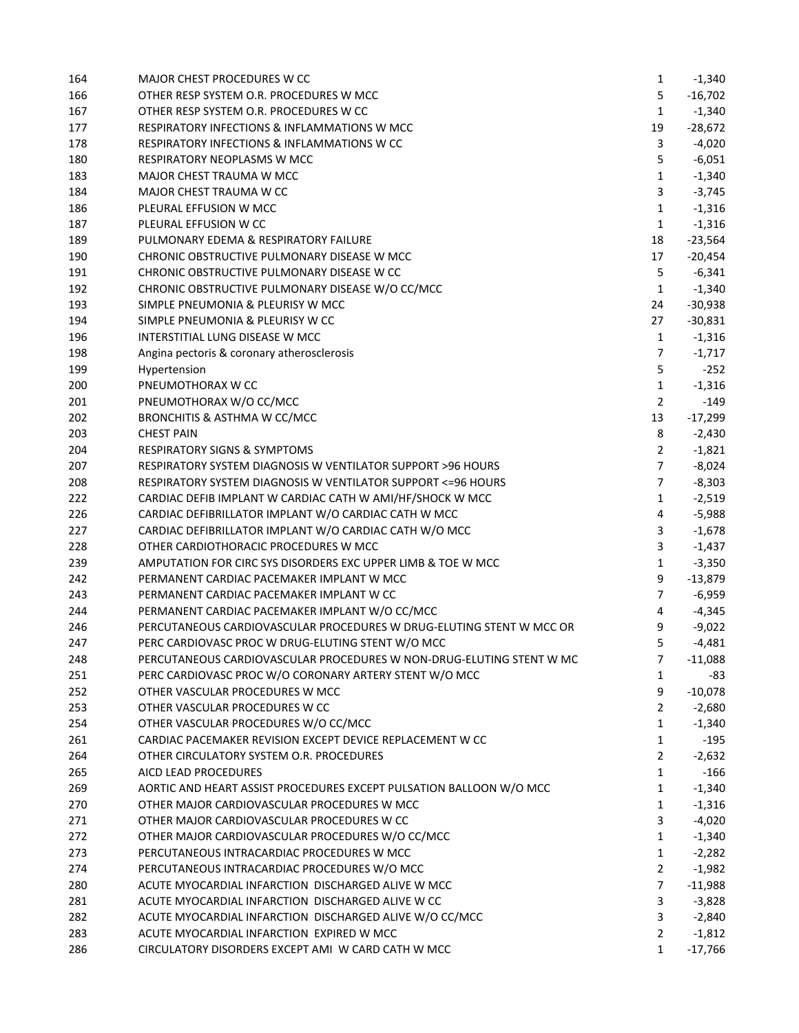| | | | |
|---|---|---|---|
| 164 | MAJOR CHEST PROCEDURES W CC | 1 | -1,340 |
| 166 | OTHER RESP SYSTEM O.R. PROCEDURES W MCC | 5 | -16,702 |
| 167 | OTHER RESP SYSTEM O.R. PROCEDURES W CC | 1 | -1,340 |
| 177 | RESPIRATORY INFECTIONS & INFLAMMATIONS W MCC | 19 | -28,672 |
| 178 | RESPIRATORY INFECTIONS & INFLAMMATIONS W CC | 3 | -4,020 |
| 180 | RESPIRATORY NEOPLASMS W MCC | 5 | -6,051 |
| 183 | MAJOR CHEST TRAUMA W MCC | 1 | -1,340 |
| 184 | MAJOR CHEST TRAUMA W CC | 3 | -3,745 |
| 186 | PLEURAL EFFUSION W MCC | 1 | -1,316 |
| 187 | PLEURAL EFFUSION W CC | 1 | -1,316 |
| 189 | PULMONARY EDEMA & RESPIRATORY FAILURE | 18 | -23,564 |
| 190 | CHRONIC OBSTRUCTIVE PULMONARY DISEASE W MCC | 17 | -20,454 |
| 191 | CHRONIC OBSTRUCTIVE PULMONARY DISEASE W CC | 5 | -6,341 |
| 192 | CHRONIC OBSTRUCTIVE PULMONARY DISEASE W/O CC/MCC | 1 | -1,340 |
| 193 | SIMPLE PNEUMONIA & PLEURISY W MCC | 24 | -30,938 |
| 194 | SIMPLE PNEUMONIA & PLEURISY W CC | 27 | -30,831 |
| 196 | INTERSTITIAL LUNG DISEASE W MCC | 1 | -1,316 |
| 198 | Angina pectoris & coronary atherosclerosis | 7 | -1,717 |
| 199 | Hypertension | 5 | -252 |
| 200 | PNEUMOTHORAX W CC | 1 | -1,316 |
| 201 | PNEUMOTHORAX W/O CC/MCC | 2 | -149 |
| 202 | BRONCHITIS & ASTHMA W CC/MCC | 13 | -17,299 |
| 203 | CHEST PAIN | 8 | -2,430 |
| 204 | RESPIRATORY SIGNS & SYMPTOMS | 2 | -1,821 |
| 207 | RESPIRATORY SYSTEM DIAGNOSIS W VENTILATOR SUPPORT >96 HOURS | 7 | -8,024 |
| 208 | RESPIRATORY SYSTEM DIAGNOSIS W VENTILATOR SUPPORT <=96 HOURS | 7 | -8,303 |
| 222 | CARDIAC DEFIB IMPLANT W CARDIAC CATH W AMI/HF/SHOCK W MCC | 1 | -2,519 |
| 226 | CARDIAC DEFIBRILLATOR IMPLANT W/O CARDIAC CATH W MCC | 4 | -5,988 |
| 227 | CARDIAC DEFIBRILLATOR IMPLANT W/O CARDIAC CATH W/O MCC | 3 | -1,678 |
| 228 | OTHER CARDIOTHORACIC PROCEDURES W MCC | 3 | -1,437 |
| 239 | AMPUTATION FOR CIRC SYS DISORDERS EXC UPPER LIMB & TOE W MCC | 1 | -3,350 |
| 242 | PERMANENT CARDIAC PACEMAKER IMPLANT W MCC | 9 | -13,879 |
| 243 | PERMANENT CARDIAC PACEMAKER IMPLANT W CC | 7 | -6,959 |
| 244 | PERMANENT CARDIAC PACEMAKER IMPLANT W/O CC/MCC | 4 | -4,345 |
| 246 | PERCUTANEOUS CARDIOVASCULAR PROCEDURES W DRUG-ELUTING STENT W MCC OR | 9 | -9,022 |
| 247 | PERC CARDIOVASC PROC W DRUG-ELUTING STENT W/O MCC | 5 | -4,481 |
| 248 | PERCUTANEOUS CARDIOVASCULAR PROCEDURES W NON-DRUG-ELUTING STENT W MC | 7 | -11,088 |
| 251 | PERC CARDIOVASC PROC W/O CORONARY ARTERY STENT W/O MCC | 1 | -83 |
| 252 | OTHER VASCULAR PROCEDURES W MCC | 9 | -10,078 |
| 253 | OTHER VASCULAR PROCEDURES W CC | 2 | -2,680 |
| 254 | OTHER VASCULAR PROCEDURES W/O CC/MCC | 1 | -1,340 |
| 261 | CARDIAC PACEMAKER REVISION EXCEPT DEVICE REPLACEMENT W CC | 1 | -195 |
| 264 | OTHER CIRCULATORY SYSTEM O.R. PROCEDURES | 2 | -2,632 |
| 265 | AICD LEAD PROCEDURES | 1 | -166 |
| 269 | AORTIC AND HEART ASSIST PROCEDURES EXCEPT PULSATION BALLOON W/O MCC | 1 | -1,340 |
| 270 | OTHER MAJOR CARDIOVASCULAR PROCEDURES W MCC | 1 | -1,316 |
| 271 | OTHER MAJOR CARDIOVASCULAR PROCEDURES W CC | 3 | -4,020 |
| 272 | OTHER MAJOR CARDIOVASCULAR PROCEDURES W/O CC/MCC | 1 | -1,340 |
| 273 | PERCUTANEOUS INTRACARDIAC PROCEDURES W MCC | 1 | -2,282 |
| 274 | PERCUTANEOUS INTRACARDIAC PROCEDURES W/O MCC | 2 | -1,982 |
| 280 | ACUTE MYOCARDIAL INFARCTION DISCHARGED ALIVE W MCC | 7 | -11,988 |
| 281 | ACUTE MYOCARDIAL INFARCTION DISCHARGED ALIVE W CC | 3 | -3,828 |
| 282 | ACUTE MYOCARDIAL INFARCTION DISCHARGED ALIVE W/O CC/MCC | 3 | -2,840 |
| 283 | ACUTE MYOCARDIAL INFARCTION EXPIRED W MCC | 2 | -1,812 |
| 286 | CIRCULATORY DISORDERS EXCEPT AMI W CARD CATH W MCC | 1 | -17,766 |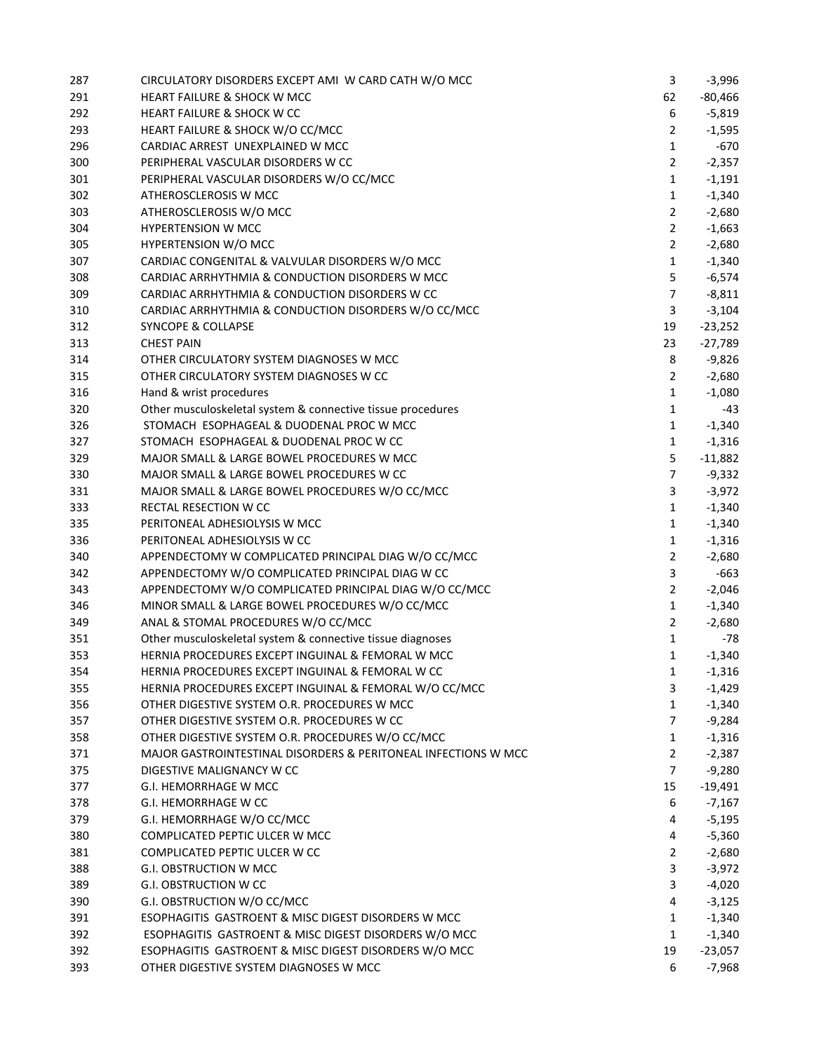| | | | |
|---|---|---|---|
| 287 | CIRCULATORY DISORDERS EXCEPT AMI W CARD CATH W/O MCC | 3 | -3,996 |
| 291 | HEART FAILURE & SHOCK W MCC | 62 | -80,466 |
| 292 | HEART FAILURE & SHOCK W CC | 6 | -5,819 |
| 293 | HEART FAILURE & SHOCK W/O CC/MCC | 2 | -1,595 |
| 296 | CARDIAC ARREST UNEXPLAINED W MCC | 1 | -670 |
| 300 | PERIPHERAL VASCULAR DISORDERS W CC | 2 | -2,357 |
| 301 | PERIPHERAL VASCULAR DISORDERS W/O CC/MCC | 1 | -1,191 |
| 302 | ATHEROSCLEROSIS W MCC | 1 | -1,340 |
| 303 | ATHEROSCLEROSIS W/O MCC | 2 | -2,680 |
| 304 | HYPERTENSION W MCC | 2 | -1,663 |
| 305 | HYPERTENSION W/O MCC | 2 | -2,680 |
| 307 | CARDIAC CONGENITAL & VALVULAR DISORDERS W/O MCC | 1 | -1,340 |
| 308 | CARDIAC ARRHYTHMIA & CONDUCTION DISORDERS W MCC | 5 | -6,574 |
| 309 | CARDIAC ARRHYTHMIA & CONDUCTION DISORDERS W CC | 7 | -8,811 |
| 310 | CARDIAC ARRHYTHMIA & CONDUCTION DISORDERS W/O CC/MCC | 3 | -3,104 |
| 312 | SYNCOPE & COLLAPSE | 19 | -23,252 |
| 313 | CHEST PAIN | 23 | -27,789 |
| 314 | OTHER CIRCULATORY SYSTEM DIAGNOSES W MCC | 8 | -9,826 |
| 315 | OTHER CIRCULATORY SYSTEM DIAGNOSES W CC | 2 | -2,680 |
| 316 | Hand & wrist procedures | 1 | -1,080 |
| 320 | Other musculoskeletal system & connective tissue procedures | 1 | -43 |
| 326 | STOMACH ESOPHAGEAL & DUODENAL PROC W MCC | 1 | -1,340 |
| 327 | STOMACH ESOPHAGEAL & DUODENAL PROC W CC | 1 | -1,316 |
| 329 | MAJOR SMALL & LARGE BOWEL PROCEDURES W MCC | 5 | -11,882 |
| 330 | MAJOR SMALL & LARGE BOWEL PROCEDURES W CC | 7 | -9,332 |
| 331 | MAJOR SMALL & LARGE BOWEL PROCEDURES W/O CC/MCC | 3 | -3,972 |
| 333 | RECTAL RESECTION W CC | 1 | -1,340 |
| 335 | PERITONEAL ADHESIOLYSIS W MCC | 1 | -1,340 |
| 336 | PERITONEAL ADHESIOLYSIS W CC | 1 | -1,316 |
| 340 | APPENDECTOMY W COMPLICATED PRINCIPAL DIAG W/O CC/MCC | 2 | -2,680 |
| 342 | APPENDECTOMY W/O COMPLICATED PRINCIPAL DIAG W CC | 3 | -663 |
| 343 | APPENDECTOMY W/O COMPLICATED PRINCIPAL DIAG W/O CC/MCC | 2 | -2,046 |
| 346 | MINOR SMALL & LARGE BOWEL PROCEDURES W/O CC/MCC | 1 | -1,340 |
| 349 | ANAL & STOMAL PROCEDURES W/O CC/MCC | 2 | -2,680 |
| 351 | Other musculoskeletal system & connective tissue diagnoses | 1 | -78 |
| 353 | HERNIA PROCEDURES EXCEPT INGUINAL & FEMORAL W MCC | 1 | -1,340 |
| 354 | HERNIA PROCEDURES EXCEPT INGUINAL & FEMORAL W CC | 1 | -1,316 |
| 355 | HERNIA PROCEDURES EXCEPT INGUINAL & FEMORAL W/O CC/MCC | 3 | -1,429 |
| 356 | OTHER DIGESTIVE SYSTEM O.R. PROCEDURES W MCC | 1 | -1,340 |
| 357 | OTHER DIGESTIVE SYSTEM O.R. PROCEDURES W CC | 7 | -9,284 |
| 358 | OTHER DIGESTIVE SYSTEM O.R. PROCEDURES W/O CC/MCC | 1 | -1,316 |
| 371 | MAJOR GASTROINTESTINAL DISORDERS & PERITONEAL INFECTIONS W MCC | 2 | -2,387 |
| 375 | DIGESTIVE MALIGNANCY W CC | 7 | -9,280 |
| 377 | G.I. HEMORRHAGE W MCC | 15 | -19,491 |
| 378 | G.I. HEMORRHAGE W CC | 6 | -7,167 |
| 379 | G.I. HEMORRHAGE W/O CC/MCC | 4 | -5,195 |
| 380 | COMPLICATED PEPTIC ULCER W MCC | 4 | -5,360 |
| 381 | COMPLICATED PEPTIC ULCER W CC | 2 | -2,680 |
| 388 | G.I. OBSTRUCTION W MCC | 3 | -3,972 |
| 389 | G.I. OBSTRUCTION W CC | 3 | -4,020 |
| 390 | G.I. OBSTRUCTION W/O CC/MCC | 4 | -3,125 |
| 391 | ESOPHAGITIS GASTROENT & MISC DIGEST DISORDERS W MCC | 1 | -1,340 |
| 392 | ESOPHAGITIS GASTROENT & MISC DIGEST DISORDERS W/O MCC | 1 | -1,340 |
| 392 | ESOPHAGITIS GASTROENT & MISC DIGEST DISORDERS W/O MCC | 19 | -23,057 |
| 393 | OTHER DIGESTIVE SYSTEM DIAGNOSES W MCC | 6 | -7,968 |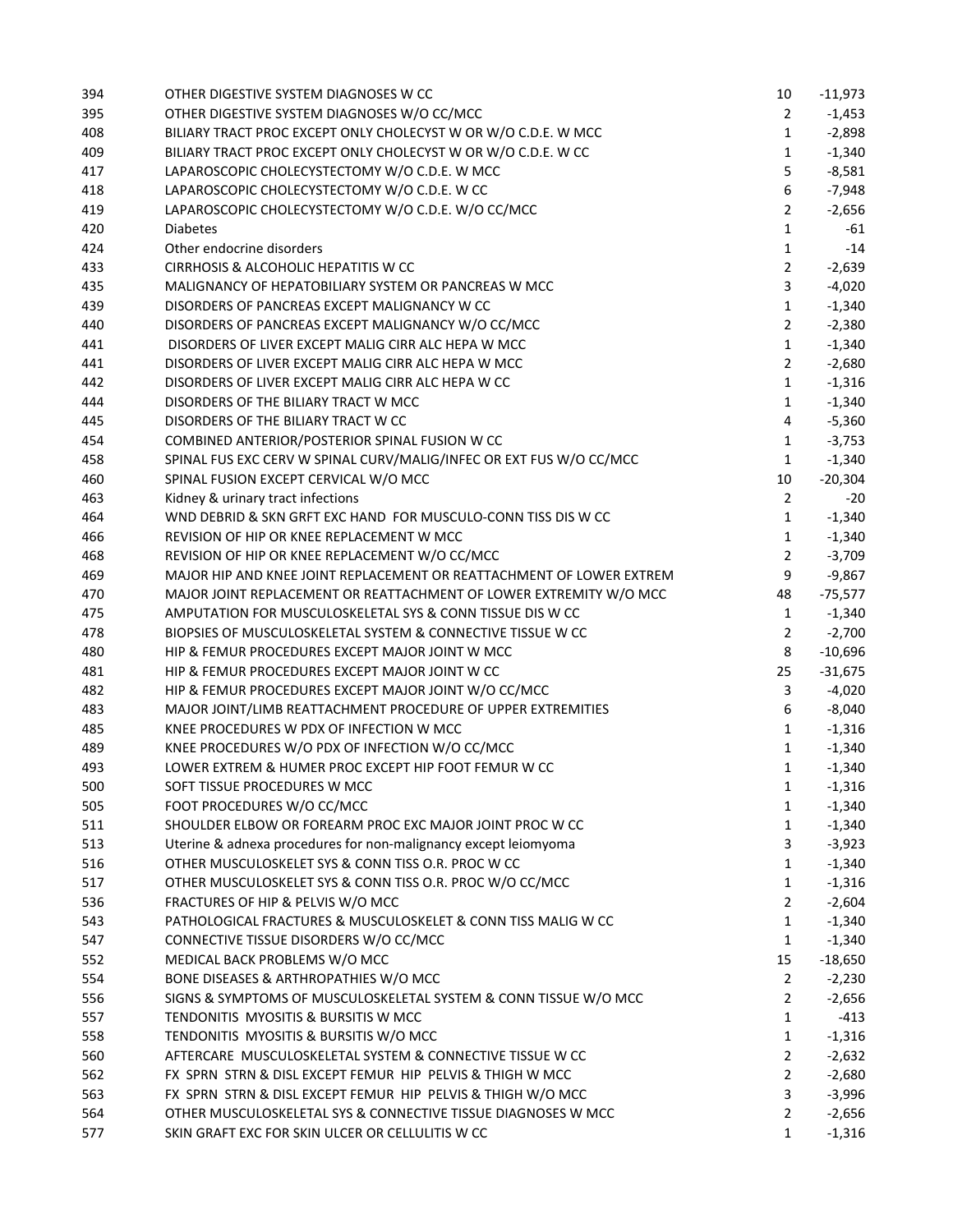| | | | |
|---|---|---|---|
| 394 | OTHER DIGESTIVE SYSTEM DIAGNOSES W CC | 10 | -11,973 |
| 395 | OTHER DIGESTIVE SYSTEM DIAGNOSES W/O CC/MCC | 2 | -1,453 |
| 408 | BILIARY TRACT PROC EXCEPT ONLY CHOLECYST W OR W/O C.D.E. W MCC | 1 | -2,898 |
| 409 | BILIARY TRACT PROC EXCEPT ONLY CHOLECYST W OR W/O C.D.E. W CC | 1 | -1,340 |
| 417 | LAPAROSCOPIC CHOLECYSTECTOMY W/O C.D.E. W MCC | 5 | -8,581 |
| 418 | LAPAROSCOPIC CHOLECYSTECTOMY W/O C.D.E. W CC | 6 | -7,948 |
| 419 | LAPAROSCOPIC CHOLECYSTECTOMY W/O C.D.E. W/O CC/MCC | 2 | -2,656 |
| 420 | Diabetes | 1 | -61 |
| 424 | Other endocrine disorders | 1 | -14 |
| 433 | CIRRHOSIS & ALCOHOLIC HEPATITIS W CC | 2 | -2,639 |
| 435 | MALIGNANCY OF HEPATOBILIARY SYSTEM OR PANCREAS W MCC | 3 | -4,020 |
| 439 | DISORDERS OF PANCREAS EXCEPT MALIGNANCY W CC | 1 | -1,340 |
| 440 | DISORDERS OF PANCREAS EXCEPT MALIGNANCY W/O CC/MCC | 2 | -2,380 |
| 441 | DISORDERS OF LIVER EXCEPT MALIG CIRR ALC HEPA W MCC | 1 | -1,340 |
| 441 | DISORDERS OF LIVER EXCEPT MALIG CIRR ALC HEPA W MCC | 2 | -2,680 |
| 442 | DISORDERS OF LIVER EXCEPT MALIG CIRR ALC HEPA W CC | 1 | -1,316 |
| 444 | DISORDERS OF THE BILIARY TRACT W MCC | 1 | -1,340 |
| 445 | DISORDERS OF THE BILIARY TRACT W CC | 4 | -5,360 |
| 454 | COMBINED ANTERIOR/POSTERIOR SPINAL FUSION W CC | 1 | -3,753 |
| 458 | SPINAL FUS EXC CERV W SPINAL CURV/MALIG/INFEC OR EXT FUS W/O CC/MCC | 1 | -1,340 |
| 460 | SPINAL FUSION EXCEPT CERVICAL W/O MCC | 10 | -20,304 |
| 463 | Kidney & urinary tract infections | 2 | -20 |
| 464 | WND DEBRID & SKN GRFT EXC HAND FOR MUSCULO-CONN TISS DIS W CC | 1 | -1,340 |
| 466 | REVISION OF HIP OR KNEE REPLACEMENT W MCC | 1 | -1,340 |
| 468 | REVISION OF HIP OR KNEE REPLACEMENT W/O CC/MCC | 2 | -3,709 |
| 469 | MAJOR HIP AND KNEE JOINT REPLACEMENT OR REATTACHMENT OF LOWER EXTREM | 9 | -9,867 |
| 470 | MAJOR JOINT REPLACEMENT OR REATTACHMENT OF LOWER EXTREMITY W/O MCC | 48 | -75,577 |
| 475 | AMPUTATION FOR MUSCULOSKELETAL SYS & CONN TISSUE DIS W CC | 1 | -1,340 |
| 478 | BIOPSIES OF MUSCULOSKELETAL SYSTEM & CONNECTIVE TISSUE W CC | 2 | -2,700 |
| 480 | HIP & FEMUR PROCEDURES EXCEPT MAJOR JOINT W MCC | 8 | -10,696 |
| 481 | HIP & FEMUR PROCEDURES EXCEPT MAJOR JOINT W CC | 25 | -31,675 |
| 482 | HIP & FEMUR PROCEDURES EXCEPT MAJOR JOINT W/O CC/MCC | 3 | -4,020 |
| 483 | MAJOR JOINT/LIMB REATTACHMENT PROCEDURE OF UPPER EXTREMITIES | 6 | -8,040 |
| 485 | KNEE PROCEDURES W PDX OF INFECTION W MCC | 1 | -1,316 |
| 489 | KNEE PROCEDURES W/O PDX OF INFECTION W/O CC/MCC | 1 | -1,340 |
| 493 | LOWER EXTREM & HUMER PROC EXCEPT HIP FOOT FEMUR W CC | 1 | -1,340 |
| 500 | SOFT TISSUE PROCEDURES W MCC | 1 | -1,316 |
| 505 | FOOT PROCEDURES W/O CC/MCC | 1 | -1,340 |
| 511 | SHOULDER ELBOW OR FOREARM PROC EXC MAJOR JOINT PROC W CC | 1 | -1,340 |
| 513 | Uterine & adnexa procedures for non-malignancy except leiomyoma | 3 | -3,923 |
| 516 | OTHER MUSCULOSKELET SYS & CONN TISS O.R. PROC W CC | 1 | -1,340 |
| 517 | OTHER MUSCULOSKELET SYS & CONN TISS O.R. PROC W/O CC/MCC | 1 | -1,316 |
| 536 | FRACTURES OF HIP & PELVIS W/O MCC | 2 | -2,604 |
| 543 | PATHOLOGICAL FRACTURES & MUSCULOSKELET & CONN TISS MALIG W CC | 1 | -1,340 |
| 547 | CONNECTIVE TISSUE DISORDERS W/O CC/MCC | 1 | -1,340 |
| 552 | MEDICAL BACK PROBLEMS W/O MCC | 15 | -18,650 |
| 554 | BONE DISEASES & ARTHROPATHIES W/O MCC | 2 | -2,230 |
| 556 | SIGNS & SYMPTOMS OF MUSCULOSKELETAL SYSTEM & CONN TISSUE W/O MCC | 2 | -2,656 |
| 557 | TENDONITIS MYOSITIS & BURSITIS W MCC | 1 | -413 |
| 558 | TENDONITIS MYOSITIS & BURSITIS W/O MCC | 1 | -1,316 |
| 560 | AFTERCARE MUSCULOSKELETAL SYSTEM & CONNECTIVE TISSUE W CC | 2 | -2,632 |
| 562 | FX SPRN STRN & DISL EXCEPT FEMUR HIP PELVIS & THIGH W MCC | 2 | -2,680 |
| 563 | FX SPRN STRN & DISL EXCEPT FEMUR HIP PELVIS & THIGH W/O MCC | 3 | -3,996 |
| 564 | OTHER MUSCULOSKELETAL SYS & CONNECTIVE TISSUE DIAGNOSES W MCC | 2 | -2,656 |
| 577 | SKIN GRAFT EXC FOR SKIN ULCER OR CELLULITIS W CC | 1 | -1,316 |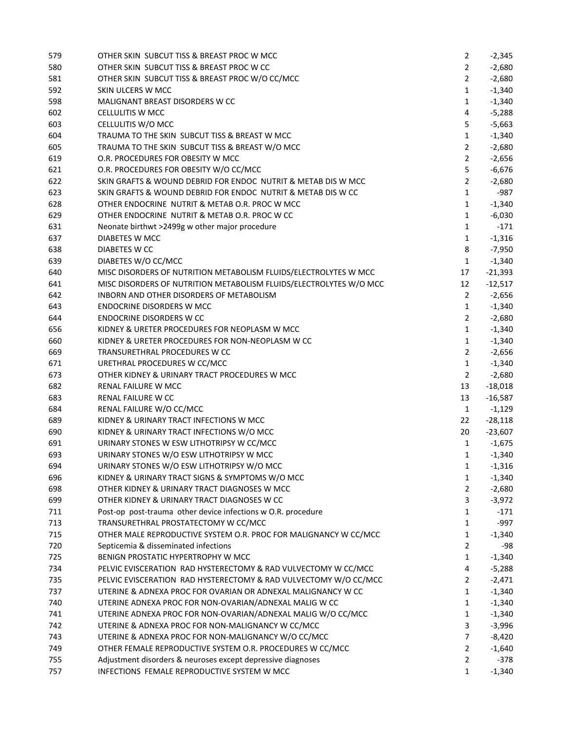| | | | |
|---|---|---|---|
| 579 | OTHER SKIN SUBCUT TISS & BREAST PROC W MCC | 2 | -2,345 |
| 580 | OTHER SKIN SUBCUT TISS & BREAST PROC W CC | 2 | -2,680 |
| 581 | OTHER SKIN SUBCUT TISS & BREAST PROC W/O CC/MCC | 2 | -2,680 |
| 592 | SKIN ULCERS W MCC | 1 | -1,340 |
| 598 | MALIGNANT BREAST DISORDERS W CC | 1 | -1,340 |
| 602 | CELLULITIS W MCC | 4 | -5,288 |
| 603 | CELLULITIS W/O MCC | 5 | -5,663 |
| 604 | TRAUMA TO THE SKIN SUBCUT TISS & BREAST W MCC | 1 | -1,340 |
| 605 | TRAUMA TO THE SKIN SUBCUT TISS & BREAST W/O MCC | 2 | -2,680 |
| 619 | O.R. PROCEDURES FOR OBESITY W MCC | 2 | -2,656 |
| 621 | O.R. PROCEDURES FOR OBESITY W/O CC/MCC | 5 | -6,676 |
| 622 | SKIN GRAFTS & WOUND DEBRID FOR ENDOC NUTRIT & METAB DIS W MCC | 2 | -2,680 |
| 623 | SKIN GRAFTS & WOUND DEBRID FOR ENDOC NUTRIT & METAB DIS W CC | 1 | -987 |
| 628 | OTHER ENDOCRINE NUTRIT & METAB O.R. PROC W MCC | 1 | -1,340 |
| 629 | OTHER ENDOCRINE NUTRIT & METAB O.R. PROC W CC | 1 | -6,030 |
| 631 | Neonate birthwt >2499g w other major procedure | 1 | -171 |
| 637 | DIABETES W MCC | 1 | -1,316 |
| 638 | DIABETES W CC | 8 | -7,950 |
| 639 | DIABETES W/O CC/MCC | 1 | -1,340 |
| 640 | MISC DISORDERS OF NUTRITION METABOLISM FLUIDS/ELECTROLYTES W MCC | 17 | -21,393 |
| 641 | MISC DISORDERS OF NUTRITION METABOLISM FLUIDS/ELECTROLYTES W/O MCC | 12 | -12,517 |
| 642 | INBORN AND OTHER DISORDERS OF METABOLISM | 2 | -2,656 |
| 643 | ENDOCRINE DISORDERS W MCC | 1 | -1,340 |
| 644 | ENDOCRINE DISORDERS W CC | 2 | -2,680 |
| 656 | KIDNEY & URETER PROCEDURES FOR NEOPLASM W MCC | 1 | -1,340 |
| 660 | KIDNEY & URETER PROCEDURES FOR NON-NEOPLASM W CC | 1 | -1,340 |
| 669 | TRANSURETHRAL PROCEDURES W CC | 2 | -2,656 |
| 671 | URETHRAL PROCEDURES W CC/MCC | 1 | -1,340 |
| 673 | OTHER KIDNEY & URINARY TRACT PROCEDURES W MCC | 2 | -2,680 |
| 682 | RENAL FAILURE W MCC | 13 | -18,018 |
| 683 | RENAL FAILURE W CC | 13 | -16,587 |
| 684 | RENAL FAILURE W/O CC/MCC | 1 | -1,129 |
| 689 | KIDNEY & URINARY TRACT INFECTIONS W MCC | 22 | -28,118 |
| 690 | KIDNEY & URINARY TRACT INFECTIONS W/O MCC | 20 | -23,607 |
| 691 | URINARY STONES W ESW LITHOTRIPSY W CC/MCC | 1 | -1,675 |
| 693 | URINARY STONES W/O ESW LITHOTRIPSY W MCC | 1 | -1,340 |
| 694 | URINARY STONES W/O ESW LITHOTRIPSY W/O MCC | 1 | -1,316 |
| 696 | KIDNEY & URINARY TRACT SIGNS & SYMPTOMS W/O MCC | 1 | -1,340 |
| 698 | OTHER KIDNEY & URINARY TRACT DIAGNOSES W MCC | 2 | -2,680 |
| 699 | OTHER KIDNEY & URINARY TRACT DIAGNOSES W CC | 3 | -3,972 |
| 711 | Post-op post-trauma other device infections w O.R. procedure | 1 | -171 |
| 713 | TRANSURETHRAL PROSTATECTOMY W CC/MCC | 1 | -997 |
| 715 | OTHER MALE REPRODUCTIVE SYSTEM O.R. PROC FOR MALIGNANCY W CC/MCC | 1 | -1,340 |
| 720 | Septicemia & disseminated infections | 2 | -98 |
| 725 | BENIGN PROSTATIC HYPERTROPHY W MCC | 1 | -1,340 |
| 734 | PELVIC EVISCERATION RAD HYSTERECTOMY & RAD VULVECTOMY W CC/MCC | 4 | -5,288 |
| 735 | PELVIC EVISCERATION RAD HYSTERECTOMY & RAD VULVECTOMY W/O CC/MCC | 2 | -2,471 |
| 737 | UTERINE & ADNEXA PROC FOR OVARIAN OR ADNEXAL MALIGNANCY W CC | 1 | -1,340 |
| 740 | UTERINE ADNEXA PROC FOR NON-OVARIAN/ADNEXAL MALIG W CC | 1 | -1,340 |
| 741 | UTERINE ADNEXA PROC FOR NON-OVARIAN/ADNEXAL MALIG W/O CC/MCC | 1 | -1,340 |
| 742 | UTERINE & ADNEXA PROC FOR NON-MALIGNANCY W CC/MCC | 3 | -3,996 |
| 743 | UTERINE & ADNEXA PROC FOR NON-MALIGNANCY W/O CC/MCC | 7 | -8,420 |
| 749 | OTHER FEMALE REPRODUCTIVE SYSTEM O.R. PROCEDURES W CC/MCC | 2 | -1,640 |
| 755 | Adjustment disorders & neuroses except depressive diagnoses | 2 | -378 |
| 757 | INFECTIONS FEMALE REPRODUCTIVE SYSTEM W MCC | 1 | -1,340 |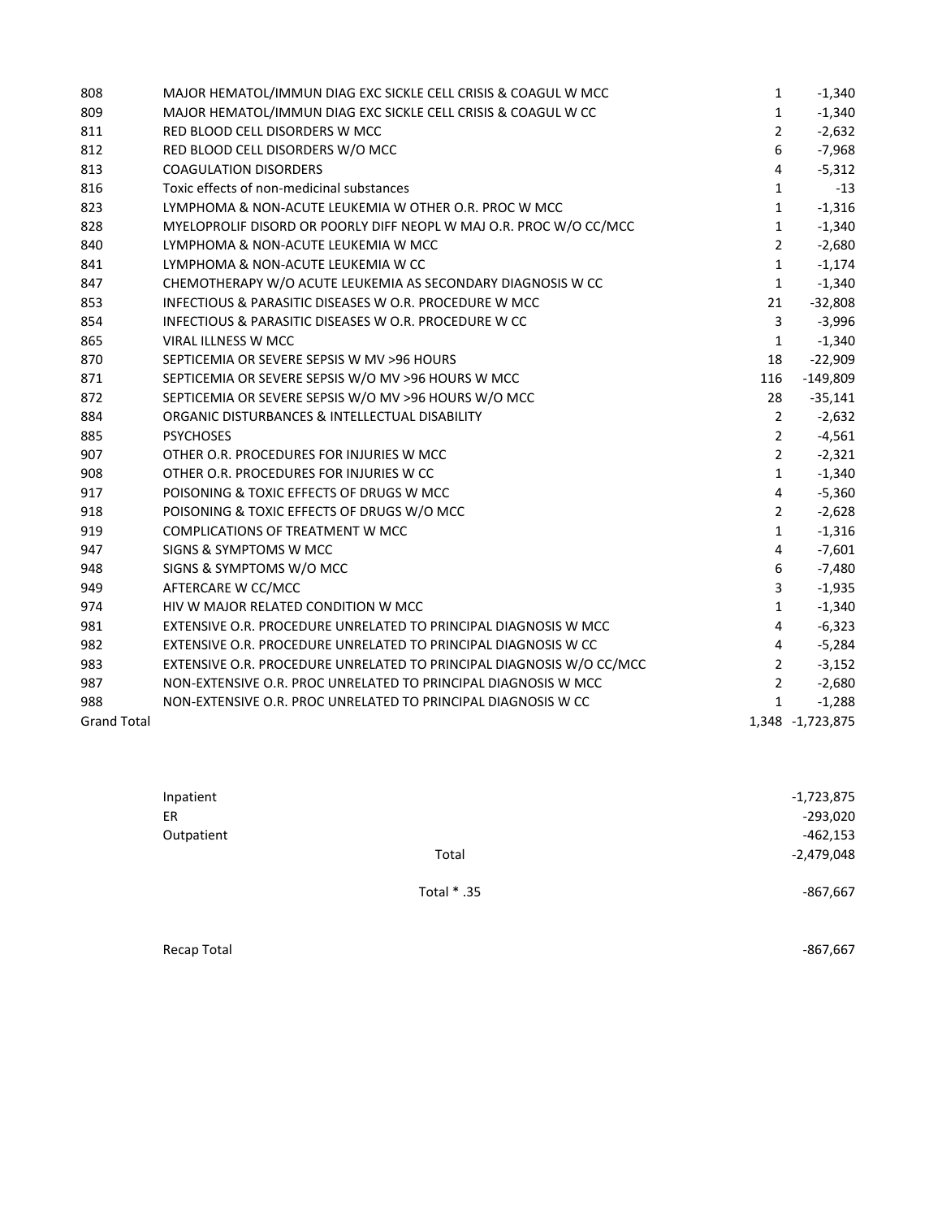| | | | |
|---|---|---|---|
| 808 | MAJOR HEMATOL/IMMUN DIAG EXC SICKLE CELL CRISIS & COAGUL W MCC | 1 | -1,340 |
| 809 | MAJOR HEMATOL/IMMUN DIAG EXC SICKLE CELL CRISIS & COAGUL W CC | 1 | -1,340 |
| 811 | RED BLOOD CELL DISORDERS W MCC | 2 | -2,632 |
| 812 | RED BLOOD CELL DISORDERS W/O MCC | 6 | -7,968 |
| 813 | COAGULATION DISORDERS | 4 | -5,312 |
| 816 | Toxic effects of non-medicinal substances | 1 | -13 |
| 823 | LYMPHOMA & NON-ACUTE LEUKEMIA W OTHER O.R. PROC W MCC | 1 | -1,316 |
| 828 | MYELOPROLIF DISORD OR POORLY DIFF NEOPL W MAJ O.R. PROC W/O CC/MCC | 1 | -1,340 |
| 840 | LYMPHOMA & NON-ACUTE LEUKEMIA W MCC | 2 | -2,680 |
| 841 | LYMPHOMA & NON-ACUTE LEUKEMIA W CC | 1 | -1,174 |
| 847 | CHEMOTHERAPY W/O ACUTE LEUKEMIA AS SECONDARY DIAGNOSIS W CC | 1 | -1,340 |
| 853 | INFECTIOUS & PARASITIC DISEASES W O.R. PROCEDURE W MCC | 21 | -32,808 |
| 854 | INFECTIOUS & PARASITIC DISEASES W O.R. PROCEDURE W CC | 3 | -3,996 |
| 865 | VIRAL ILLNESS W MCC | 1 | -1,340 |
| 870 | SEPTICEMIA OR SEVERE SEPSIS W MV >96 HOURS | 18 | -22,909 |
| 871 | SEPTICEMIA OR SEVERE SEPSIS W/O MV >96 HOURS W MCC | 116 | -149,809 |
| 872 | SEPTICEMIA OR SEVERE SEPSIS W/O MV >96 HOURS W/O MCC | 28 | -35,141 |
| 884 | ORGANIC DISTURBANCES & INTELLECTUAL DISABILITY | 2 | -2,632 |
| 885 | PSYCHOSES | 2 | -4,561 |
| 907 | OTHER O.R. PROCEDURES FOR INJURIES W MCC | 2 | -2,321 |
| 908 | OTHER O.R. PROCEDURES FOR INJURIES W CC | 1 | -1,340 |
| 917 | POISONING & TOXIC EFFECTS OF DRUGS W MCC | 4 | -5,360 |
| 918 | POISONING & TOXIC EFFECTS OF DRUGS W/O MCC | 2 | -2,628 |
| 919 | COMPLICATIONS OF TREATMENT W MCC | 1 | -1,316 |
| 947 | SIGNS & SYMPTOMS W MCC | 4 | -7,601 |
| 948 | SIGNS & SYMPTOMS W/O MCC | 6 | -7,480 |
| 949 | AFTERCARE W CC/MCC | 3 | -1,935 |
| 974 | HIV W MAJOR RELATED CONDITION W MCC | 1 | -1,340 |
| 981 | EXTENSIVE O.R. PROCEDURE UNRELATED TO PRINCIPAL DIAGNOSIS W MCC | 4 | -6,323 |
| 982 | EXTENSIVE O.R. PROCEDURE UNRELATED TO PRINCIPAL DIAGNOSIS W CC | 4 | -5,284 |
| 983 | EXTENSIVE O.R. PROCEDURE UNRELATED TO PRINCIPAL DIAGNOSIS W/O CC/MCC | 2 | -3,152 |
| 987 | NON-EXTENSIVE O.R. PROC UNRELATED TO PRINCIPAL DIAGNOSIS W MCC | 2 | -2,680 |
| 988 | NON-EXTENSIVE O.R. PROC UNRELATED TO PRINCIPAL DIAGNOSIS W CC | 1 | -1,288 |
| Grand Total | | 1,348 | -1,723,875 |

| | | |
|---|---|---|
| Inpatient | | -1,723,875 |
| ER | | -293,020 |
| Outpatient | | -462,153 |
| | Total | -2,479,048 |
| | Total * .35 | -867,667 |
| Recap Total | | -867,667 |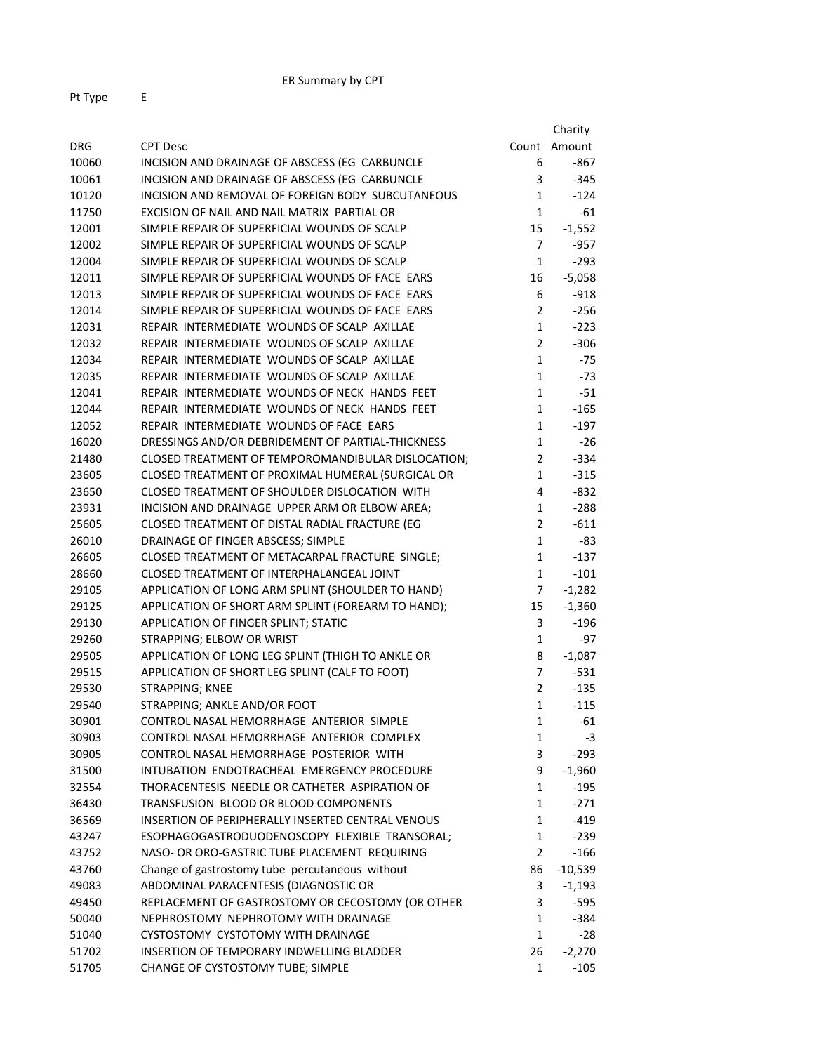ER Summary by CPT

Pt Type E

| DRG | CPT Desc | Count | Charity Amount |
|---|---|---|---|
| 10060 | INCISION AND DRAINAGE OF ABSCESS (EG CARBUNCLE | 6 | -867 |
| 10061 | INCISION AND DRAINAGE OF ABSCESS (EG CARBUNCLE | 3 | -345 |
| 10120 | INCISION AND REMOVAL OF FOREIGN BODY SUBCUTANEOUS | 1 | -124 |
| 11750 | EXCISION OF NAIL AND NAIL MATRIX PARTIAL OR | 1 | -61 |
| 12001 | SIMPLE REPAIR OF SUPERFICIAL WOUNDS OF SCALP | 15 | -1,552 |
| 12002 | SIMPLE REPAIR OF SUPERFICIAL WOUNDS OF SCALP | 7 | -957 |
| 12004 | SIMPLE REPAIR OF SUPERFICIAL WOUNDS OF SCALP | 1 | -293 |
| 12011 | SIMPLE REPAIR OF SUPERFICIAL WOUNDS OF FACE EARS | 16 | -5,058 |
| 12013 | SIMPLE REPAIR OF SUPERFICIAL WOUNDS OF FACE EARS | 6 | -918 |
| 12014 | SIMPLE REPAIR OF SUPERFICIAL WOUNDS OF FACE EARS | 2 | -256 |
| 12031 | REPAIR INTERMEDIATE WOUNDS OF SCALP AXILLAE | 1 | -223 |
| 12032 | REPAIR INTERMEDIATE WOUNDS OF SCALP AXILLAE | 2 | -306 |
| 12034 | REPAIR INTERMEDIATE WOUNDS OF SCALP AXILLAE | 1 | -75 |
| 12035 | REPAIR INTERMEDIATE WOUNDS OF SCALP AXILLAE | 1 | -73 |
| 12041 | REPAIR INTERMEDIATE WOUNDS OF NECK HANDS FEET | 1 | -51 |
| 12044 | REPAIR INTERMEDIATE WOUNDS OF NECK HANDS FEET | 1 | -165 |
| 12052 | REPAIR INTERMEDIATE WOUNDS OF FACE EARS | 1 | -197 |
| 16020 | DRESSINGS AND/OR DEBRIDEMENT OF PARTIAL-THICKNESS | 1 | -26 |
| 21480 | CLOSED TREATMENT OF TEMPOROMANDIBULAR DISLOCATION; | 2 | -334 |
| 23605 | CLOSED TREATMENT OF PROXIMAL HUMERAL (SURGICAL OR | 1 | -315 |
| 23650 | CLOSED TREATMENT OF SHOULDER DISLOCATION WITH | 4 | -832 |
| 23931 | INCISION AND DRAINAGE UPPER ARM OR ELBOW AREA; | 1 | -288 |
| 25605 | CLOSED TREATMENT OF DISTAL RADIAL FRACTURE (EG | 2 | -611 |
| 26010 | DRAINAGE OF FINGER ABSCESS; SIMPLE | 1 | -83 |
| 26605 | CLOSED TREATMENT OF METACARPAL FRACTURE SINGLE; | 1 | -137 |
| 28660 | CLOSED TREATMENT OF INTERPHALANGEAL JOINT | 1 | -101 |
| 29105 | APPLICATION OF LONG ARM SPLINT (SHOULDER TO HAND) | 7 | -1,282 |
| 29125 | APPLICATION OF SHORT ARM SPLINT (FOREARM TO HAND); | 15 | -1,360 |
| 29130 | APPLICATION OF FINGER SPLINT; STATIC | 3 | -196 |
| 29260 | STRAPPING; ELBOW OR WRIST | 1 | -97 |
| 29505 | APPLICATION OF LONG LEG SPLINT (THIGH TO ANKLE OR | 8 | -1,087 |
| 29515 | APPLICATION OF SHORT LEG SPLINT (CALF TO FOOT) | 7 | -531 |
| 29530 | STRAPPING; KNEE | 2 | -135 |
| 29540 | STRAPPING; ANKLE AND/OR FOOT | 1 | -115 |
| 30901 | CONTROL NASAL HEMORRHAGE ANTERIOR SIMPLE | 1 | -61 |
| 30903 | CONTROL NASAL HEMORRHAGE ANTERIOR COMPLEX | 1 | -3 |
| 30905 | CONTROL NASAL HEMORRHAGE POSTERIOR WITH | 3 | -293 |
| 31500 | INTUBATION ENDOTRACHEAL EMERGENCY PROCEDURE | 9 | -1,960 |
| 32554 | THORACENTESIS NEEDLE OR CATHETER ASPIRATION OF | 1 | -195 |
| 36430 | TRANSFUSION BLOOD OR BLOOD COMPONENTS | 1 | -271 |
| 36569 | INSERTION OF PERIPHERALLY INSERTED CENTRAL VENOUS | 1 | -419 |
| 43247 | ESOPHAGOGASTRODUODENOSCOPY FLEXIBLE TRANSORAL; | 1 | -239 |
| 43752 | NASO- OR ORO-GASTRIC TUBE PLACEMENT REQUIRING | 2 | -166 |
| 43760 | Change of gastrostomy tube percutaneous without | 86 | -10,539 |
| 49083 | ABDOMINAL PARACENTESIS (DIAGNOSTIC OR | 3 | -1,193 |
| 49450 | REPLACEMENT OF GASTROSTOMY OR CECOSTOMY (OR OTHER | 3 | -595 |
| 50040 | NEPHROSTOMY NEPHROTOMY WITH DRAINAGE | 1 | -384 |
| 51040 | CYSTOSTOMY CYSTOTOMY WITH DRAINAGE | 1 | -28 |
| 51702 | INSERTION OF TEMPORARY INDWELLING BLADDER | 26 | -2,270 |
| 51705 | CHANGE OF CYSTOSTOMY TUBE; SIMPLE | 1 | -105 |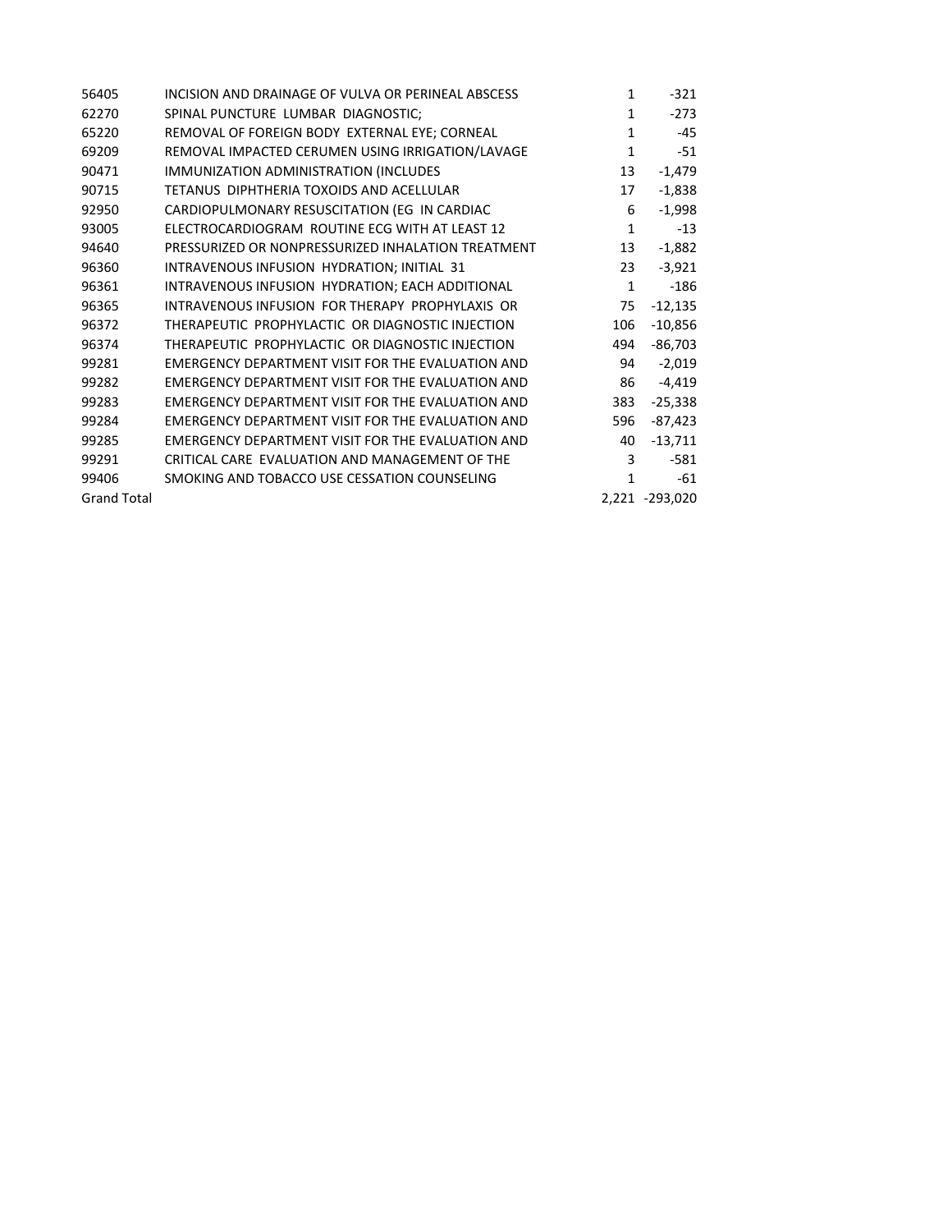| | | | |
|---|---|---|---|
| 56405 | INCISION AND DRAINAGE OF VULVA OR PERINEAL ABSCESS | 1 | -321 |
| 62270 | SPINAL PUNCTURE LUMBAR DIAGNOSTIC; | 1 | -273 |
| 65220 | REMOVAL OF FOREIGN BODY EXTERNAL EYE; CORNEAL | 1 | -45 |
| 69209 | REMOVAL IMPACTED CERUMEN USING IRRIGATION/LAVAGE | 1 | -51 |
| 90471 | IMMUNIZATION ADMINISTRATION (INCLUDES | 13 | -1,479 |
| 90715 | TETANUS DIPHTHERIA TOXOIDS AND ACELLULAR | 17 | -1,838 |
| 92950 | CARDIOPULMONARY RESUSCITATION (EG IN CARDIAC | 6 | -1,998 |
| 93005 | ELECTROCARDIOGRAM ROUTINE ECG WITH AT LEAST 12 | 1 | -13 |
| 94640 | PRESSURIZED OR NONPRESSURIZED INHALATION TREATMENT | 13 | -1,882 |
| 96360 | INTRAVENOUS INFUSION HYDRATION; INITIAL 31 | 23 | -3,921 |
| 96361 | INTRAVENOUS INFUSION HYDRATION; EACH ADDITIONAL | 1 | -186 |
| 96365 | INTRAVENOUS INFUSION FOR THERAPY PROPHYLAXIS OR | 75 | -12,135 |
| 96372 | THERAPEUTIC PROPHYLACTIC OR DIAGNOSTIC INJECTION | 106 | -10,856 |
| 96374 | THERAPEUTIC PROPHYLACTIC OR DIAGNOSTIC INJECTION | 494 | -86,703 |
| 99281 | EMERGENCY DEPARTMENT VISIT FOR THE EVALUATION AND | 94 | -2,019 |
| 99282 | EMERGENCY DEPARTMENT VISIT FOR THE EVALUATION AND | 86 | -4,419 |
| 99283 | EMERGENCY DEPARTMENT VISIT FOR THE EVALUATION AND | 383 | -25,338 |
| 99284 | EMERGENCY DEPARTMENT VISIT FOR THE EVALUATION AND | 596 | -87,423 |
| 99285 | EMERGENCY DEPARTMENT VISIT FOR THE EVALUATION AND | 40 | -13,711 |
| 99291 | CRITICAL CARE EVALUATION AND MANAGEMENT OF THE | 3 | -581 |
| 99406 | SMOKING AND TOBACCO USE CESSATION COUNSELING | 1 | -61 |
| Grand Total | | 2,221 | -293,020 |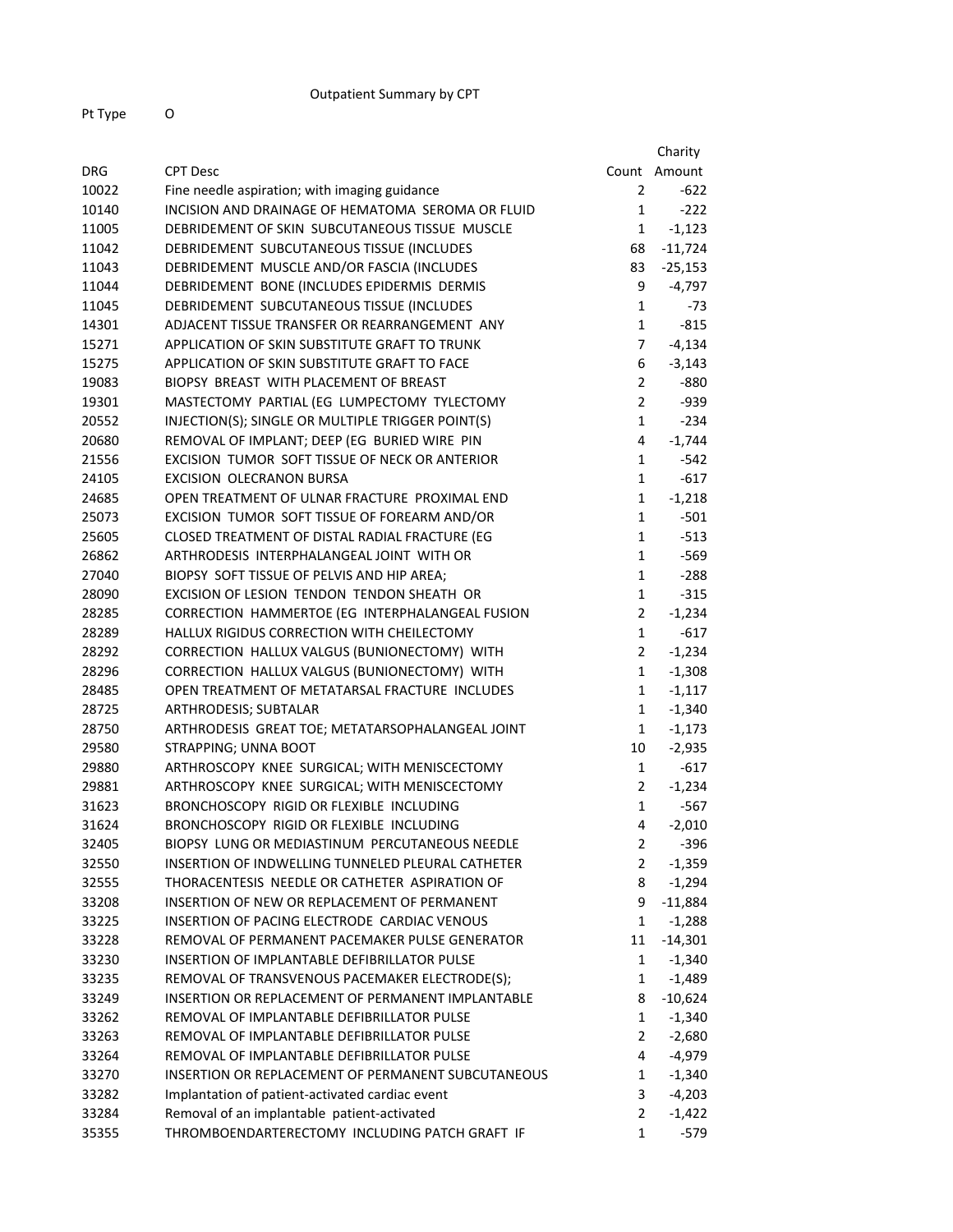Outpatient Summary by CPT

Pt Type O

| DRG | CPT Desc | Count | Charity Amount |
|---|---|---|---|
| 10022 | Fine needle aspiration; with imaging guidance | 2 | -622 |
| 10140 | INCISION AND DRAINAGE OF HEMATOMA SEROMA OR FLUID | 1 | -222 |
| 11005 | DEBRIDEMENT OF SKIN SUBCUTANEOUS TISSUE MUSCLE | 1 | -1,123 |
| 11042 | DEBRIDEMENT SUBCUTANEOUS TISSUE (INCLUDES | 68 | -11,724 |
| 11043 | DEBRIDEMENT MUSCLE AND/OR FASCIA (INCLUDES | 83 | -25,153 |
| 11044 | DEBRIDEMENT BONE (INCLUDES EPIDERMIS DERMIS | 9 | -4,797 |
| 11045 | DEBRIDEMENT SUBCUTANEOUS TISSUE (INCLUDES | 1 | -73 |
| 14301 | ADJACENT TISSUE TRANSFER OR REARRANGEMENT ANY | 1 | -815 |
| 15271 | APPLICATION OF SKIN SUBSTITUTE GRAFT TO TRUNK | 7 | -4,134 |
| 15275 | APPLICATION OF SKIN SUBSTITUTE GRAFT TO FACE | 6 | -3,143 |
| 19083 | BIOPSY BREAST WITH PLACEMENT OF BREAST | 2 | -880 |
| 19301 | MASTECTOMY PARTIAL (EG LUMPECTOMY TYLECTOMY | 2 | -939 |
| 20552 | INJECTION(S); SINGLE OR MULTIPLE TRIGGER POINT(S) | 1 | -234 |
| 20680 | REMOVAL OF IMPLANT; DEEP (EG BURIED WIRE PIN | 4 | -1,744 |
| 21556 | EXCISION TUMOR SOFT TISSUE OF NECK OR ANTERIOR | 1 | -542 |
| 24105 | EXCISION OLECRANON BURSA | 1 | -617 |
| 24685 | OPEN TREATMENT OF ULNAR FRACTURE PROXIMAL END | 1 | -1,218 |
| 25073 | EXCISION TUMOR SOFT TISSUE OF FOREARM AND/OR | 1 | -501 |
| 25605 | CLOSED TREATMENT OF DISTAL RADIAL FRACTURE (EG | 1 | -513 |
| 26862 | ARTHRODESIS INTERPHALANGEAL JOINT WITH OR | 1 | -569 |
| 27040 | BIOPSY SOFT TISSUE OF PELVIS AND HIP AREA; | 1 | -288 |
| 28090 | EXCISION OF LESION TENDON TENDON SHEATH OR | 1 | -315 |
| 28285 | CORRECTION HAMMERTOE (EG INTERPHALANGEAL FUSION | 2 | -1,234 |
| 28289 | HALLUX RIGIDUS CORRECTION WITH CHEILECTOMY | 1 | -617 |
| 28292 | CORRECTION HALLUX VALGUS (BUNIONECTOMY) WITH | 2 | -1,234 |
| 28296 | CORRECTION HALLUX VALGUS (BUNIONECTOMY) WITH | 1 | -1,308 |
| 28485 | OPEN TREATMENT OF METATARSAL FRACTURE INCLUDES | 1 | -1,117 |
| 28725 | ARTHRODESIS; SUBTALAR | 1 | -1,340 |
| 28750 | ARTHRODESIS GREAT TOE; METATARSOPHALANGEAL JOINT | 1 | -1,173 |
| 29580 | STRAPPING; UNNA BOOT | 10 | -2,935 |
| 29880 | ARTHROSCOPY KNEE SURGICAL; WITH MENISCECTOMY | 1 | -617 |
| 29881 | ARTHROSCOPY KNEE SURGICAL; WITH MENISCECTOMY | 2 | -1,234 |
| 31623 | BRONCHOSCOPY RIGID OR FLEXIBLE INCLUDING | 1 | -567 |
| 31624 | BRONCHOSCOPY RIGID OR FLEXIBLE INCLUDING | 4 | -2,010 |
| 32405 | BIOPSY LUNG OR MEDIASTINUM PERCUTANEOUS NEEDLE | 2 | -396 |
| 32550 | INSERTION OF INDWELLING TUNNELED PLEURAL CATHETER | 2 | -1,359 |
| 32555 | THORACENTESIS NEEDLE OR CATHETER ASPIRATION OF | 8 | -1,294 |
| 33208 | INSERTION OF NEW OR REPLACEMENT OF PERMANENT | 9 | -11,884 |
| 33225 | INSERTION OF PACING ELECTRODE CARDIAC VENOUS | 1 | -1,288 |
| 33228 | REMOVAL OF PERMANENT PACEMAKER PULSE GENERATOR | 11 | -14,301 |
| 33230 | INSERTION OF IMPLANTABLE DEFIBRILLATOR PULSE | 1 | -1,340 |
| 33235 | REMOVAL OF TRANSVENOUS PACEMAKER ELECTRODE(S); | 1 | -1,489 |
| 33249 | INSERTION OR REPLACEMENT OF PERMANENT IMPLANTABLE | 8 | -10,624 |
| 33262 | REMOVAL OF IMPLANTABLE DEFIBRILLATOR PULSE | 1 | -1,340 |
| 33263 | REMOVAL OF IMPLANTABLE DEFIBRILLATOR PULSE | 2 | -2,680 |
| 33264 | REMOVAL OF IMPLANTABLE DEFIBRILLATOR PULSE | 4 | -4,979 |
| 33270 | INSERTION OR REPLACEMENT OF PERMANENT SUBCUTANEOUS | 1 | -1,340 |
| 33282 | Implantation of patient-activated cardiac event | 3 | -4,203 |
| 33284 | Removal of an implantable patient-activated | 2 | -1,422 |
| 35355 | THROMBOENDARTERECTOMY INCLUDING PATCH GRAFT IF | 1 | -579 |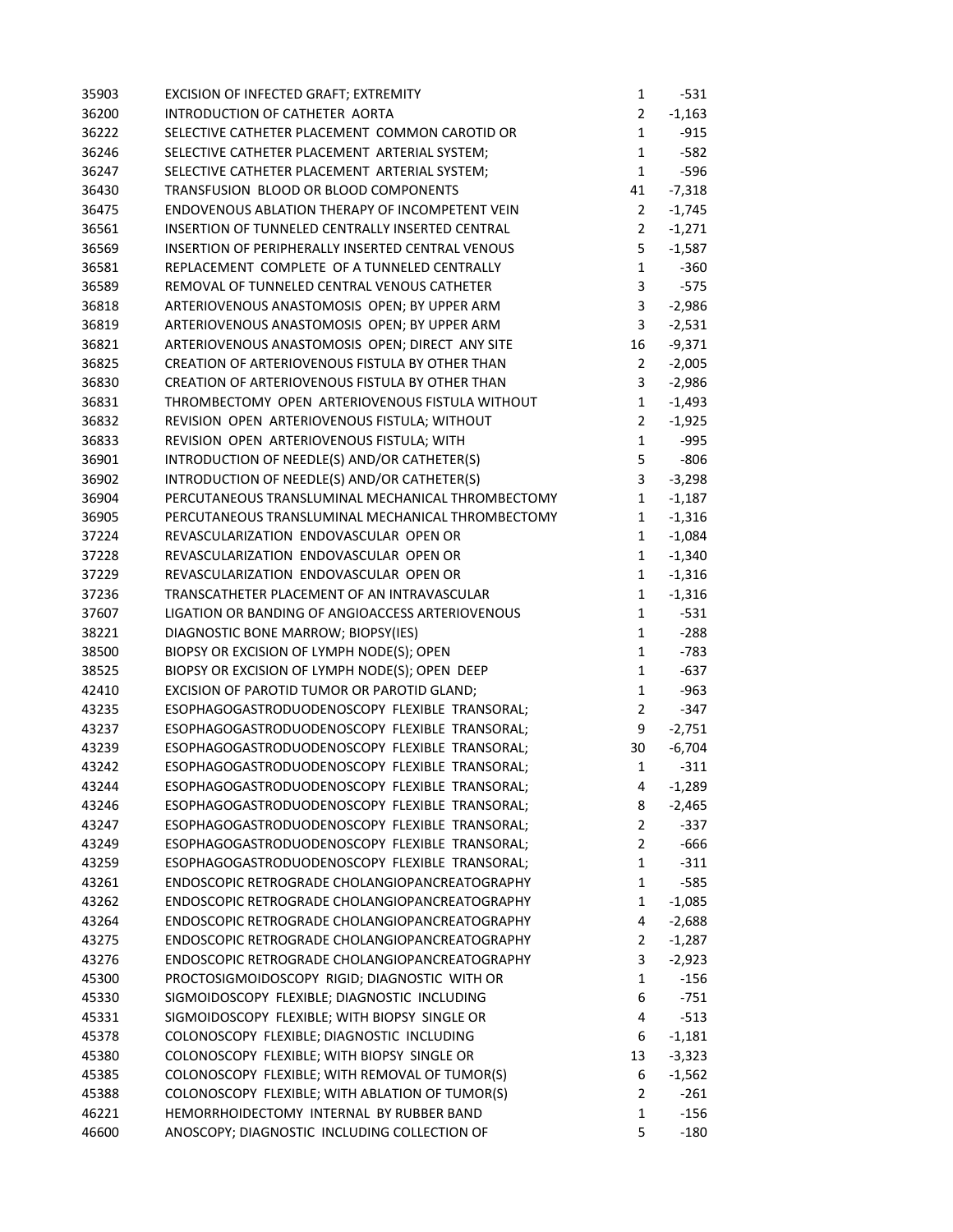| | | | |
|---|---|---|---|
| 35903 | EXCISION OF INFECTED GRAFT; EXTREMITY | 1 | -531 |
| 36200 | INTRODUCTION OF CATHETER AORTA | 2 | -1,163 |
| 36222 | SELECTIVE CATHETER PLACEMENT COMMON CAROTID OR | 1 | -915 |
| 36246 | SELECTIVE CATHETER PLACEMENT ARTERIAL SYSTEM; | 1 | -582 |
| 36247 | SELECTIVE CATHETER PLACEMENT ARTERIAL SYSTEM; | 1 | -596 |
| 36430 | TRANSFUSION BLOOD OR BLOOD COMPONENTS | 41 | -7,318 |
| 36475 | ENDOVENOUS ABLATION THERAPY OF INCOMPETENT VEIN | 2 | -1,745 |
| 36561 | INSERTION OF TUNNELED CENTRALLY INSERTED CENTRAL | 2 | -1,271 |
| 36569 | INSERTION OF PERIPHERALLY INSERTED CENTRAL VENOUS | 5 | -1,587 |
| 36581 | REPLACEMENT COMPLETE OF A TUNNELED CENTRALLY | 1 | -360 |
| 36589 | REMOVAL OF TUNNELED CENTRAL VENOUS CATHETER | 3 | -575 |
| 36818 | ARTERIOVENOUS ANASTOMOSIS OPEN; BY UPPER ARM | 3 | -2,986 |
| 36819 | ARTERIOVENOUS ANASTOMOSIS OPEN; BY UPPER ARM | 3 | -2,531 |
| 36821 | ARTERIOVENOUS ANASTOMOSIS OPEN; DIRECT ANY SITE | 16 | -9,371 |
| 36825 | CREATION OF ARTERIOVENOUS FISTULA BY OTHER THAN | 2 | -2,005 |
| 36830 | CREATION OF ARTERIOVENOUS FISTULA BY OTHER THAN | 3 | -2,986 |
| 36831 | THROMBECTOMY OPEN ARTERIOVENOUS FISTULA WITHOUT | 1 | -1,493 |
| 36832 | REVISION OPEN ARTERIOVENOUS FISTULA; WITHOUT | 2 | -1,925 |
| 36833 | REVISION OPEN ARTERIOVENOUS FISTULA; WITH | 1 | -995 |
| 36901 | INTRODUCTION OF NEEDLE(S) AND/OR CATHETER(S) | 5 | -806 |
| 36902 | INTRODUCTION OF NEEDLE(S) AND/OR CATHETER(S) | 3 | -3,298 |
| 36904 | PERCUTANEOUS TRANSLUMINAL MECHANICAL THROMBECTOMY | 1 | -1,187 |
| 36905 | PERCUTANEOUS TRANSLUMINAL MECHANICAL THROMBECTOMY | 1 | -1,316 |
| 37224 | REVASCULARIZATION ENDOVASCULAR OPEN OR | 1 | -1,084 |
| 37228 | REVASCULARIZATION ENDOVASCULAR OPEN OR | 1 | -1,340 |
| 37229 | REVASCULARIZATION ENDOVASCULAR OPEN OR | 1 | -1,316 |
| 37236 | TRANSCATHETER PLACEMENT OF AN INTRAVASCULAR | 1 | -1,316 |
| 37607 | LIGATION OR BANDING OF ANGIOACCESS ARTERIOVENOUS | 1 | -531 |
| 38221 | DIAGNOSTIC BONE MARROW; BIOPSY(IES) | 1 | -288 |
| 38500 | BIOPSY OR EXCISION OF LYMPH NODE(S); OPEN | 1 | -783 |
| 38525 | BIOPSY OR EXCISION OF LYMPH NODE(S); OPEN DEEP | 1 | -637 |
| 42410 | EXCISION OF PAROTID TUMOR OR PAROTID GLAND; | 1 | -963 |
| 43235 | ESOPHAGOGASTRODUODENOSCOPY FLEXIBLE TRANSORAL; | 2 | -347 |
| 43237 | ESOPHAGOGASTRODUODENOSCOPY FLEXIBLE TRANSORAL; | 9 | -2,751 |
| 43239 | ESOPHAGOGASTRODUODENOSCOPY FLEXIBLE TRANSORAL; | 30 | -6,704 |
| 43242 | ESOPHAGOGASTRODUODENOSCOPY FLEXIBLE TRANSORAL; | 1 | -311 |
| 43244 | ESOPHAGOGASTRODUODENOSCOPY FLEXIBLE TRANSORAL; | 4 | -1,289 |
| 43246 | ESOPHAGOGASTRODUODENOSCOPY FLEXIBLE TRANSORAL; | 8 | -2,465 |
| 43247 | ESOPHAGOGASTRODUODENOSCOPY FLEXIBLE TRANSORAL; | 2 | -337 |
| 43249 | ESOPHAGOGASTRODUODENOSCOPY FLEXIBLE TRANSORAL; | 2 | -666 |
| 43259 | ESOPHAGOGASTRODUODENOSCOPY FLEXIBLE TRANSORAL; | 1 | -311 |
| 43261 | ENDOSCOPIC RETROGRADE CHOLANGIOPANCREATOGRAPHY | 1 | -585 |
| 43262 | ENDOSCOPIC RETROGRADE CHOLANGIOPANCREATOGRAPHY | 1 | -1,085 |
| 43264 | ENDOSCOPIC RETROGRADE CHOLANGIOPANCREATOGRAPHY | 4 | -2,688 |
| 43275 | ENDOSCOPIC RETROGRADE CHOLANGIOPANCREATOGRAPHY | 2 | -1,287 |
| 43276 | ENDOSCOPIC RETROGRADE CHOLANGIOPANCREATOGRAPHY | 3 | -2,923 |
| 45300 | PROCTOSIGMOIDOSCOPY RIGID; DIAGNOSTIC WITH OR | 1 | -156 |
| 45330 | SIGMOIDOSCOPY FLEXIBLE; DIAGNOSTIC INCLUDING | 6 | -751 |
| 45331 | SIGMOIDOSCOPY FLEXIBLE; WITH BIOPSY SINGLE OR | 4 | -513 |
| 45378 | COLONOSCOPY FLEXIBLE; DIAGNOSTIC INCLUDING | 6 | -1,181 |
| 45380 | COLONOSCOPY FLEXIBLE; WITH BIOPSY SINGLE OR | 13 | -3,323 |
| 45385 | COLONOSCOPY FLEXIBLE; WITH REMOVAL OF TUMOR(S) | 6 | -1,562 |
| 45388 | COLONOSCOPY FLEXIBLE; WITH ABLATION OF TUMOR(S) | 2 | -261 |
| 46221 | HEMORRHOIDECTOMY INTERNAL BY RUBBER BAND | 1 | -156 |
| 46600 | ANOSCOPY; DIAGNOSTIC INCLUDING COLLECTION OF | 5 | -180 |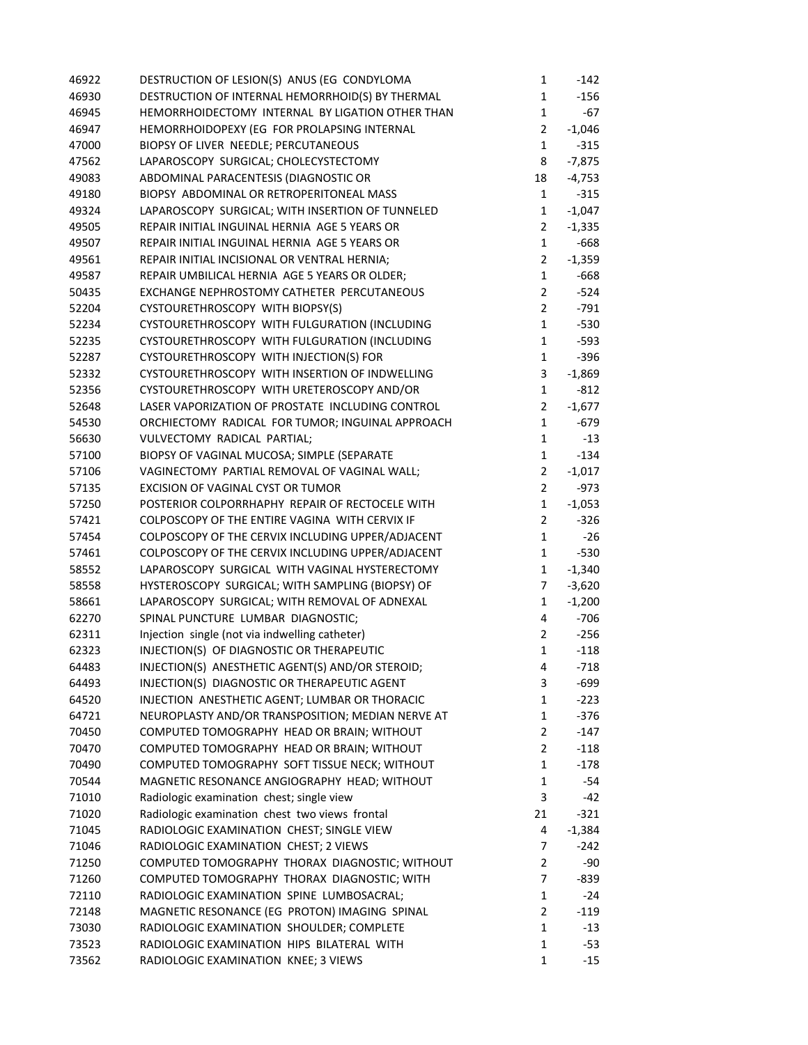| | | | |
|---|---|---|---|
| 46922 | DESTRUCTION OF LESION(S) ANUS (EG CONDYLOMA | 1 | -142 |
| 46930 | DESTRUCTION OF INTERNAL HEMORRHOID(S) BY THERMAL | 1 | -156 |
| 46945 | HEMORRHOIDECTOMY INTERNAL BY LIGATION OTHER THAN | 1 | -67 |
| 46947 | HEMORRHOIDOPEXY (EG FOR PROLAPSING INTERNAL | 2 | -1,046 |
| 47000 | BIOPSY OF LIVER NEEDLE; PERCUTANEOUS | 1 | -315 |
| 47562 | LAPAROSCOPY SURGICAL; CHOLECYSTECTOMY | 8 | -7,875 |
| 49083 | ABDOMINAL PARACENTESIS (DIAGNOSTIC OR | 18 | -4,753 |
| 49180 | BIOPSY ABDOMINAL OR RETROPERITONEAL MASS | 1 | -315 |
| 49324 | LAPAROSCOPY SURGICAL; WITH INSERTION OF TUNNELED | 1 | -1,047 |
| 49505 | REPAIR INITIAL INGUINAL HERNIA AGE 5 YEARS OR | 2 | -1,335 |
| 49507 | REPAIR INITIAL INGUINAL HERNIA AGE 5 YEARS OR | 1 | -668 |
| 49561 | REPAIR INITIAL INCISIONAL OR VENTRAL HERNIA; | 2 | -1,359 |
| 49587 | REPAIR UMBILICAL HERNIA AGE 5 YEARS OR OLDER; | 1 | -668 |
| 50435 | EXCHANGE NEPHROSTOMY CATHETER PERCUTANEOUS | 2 | -524 |
| 52204 | CYSTOURETHROSCOPY WITH BIOPSY(S) | 2 | -791 |
| 52234 | CYSTOURETHROSCOPY WITH FULGURATION (INCLUDING | 1 | -530 |
| 52235 | CYSTOURETHROSCOPY WITH FULGURATION (INCLUDING | 1 | -593 |
| 52287 | CYSTOURETHROSCOPY WITH INJECTION(S) FOR | 1 | -396 |
| 52332 | CYSTOURETHROSCOPY WITH INSERTION OF INDWELLING | 3 | -1,869 |
| 52356 | CYSTOURETHROSCOPY WITH URETEROSCOPY AND/OR | 1 | -812 |
| 52648 | LASER VAPORIZATION OF PROSTATE INCLUDING CONTROL | 2 | -1,677 |
| 54530 | ORCHIECTOMY RADICAL FOR TUMOR; INGUINAL APPROACH | 1 | -679 |
| 56630 | VULVECTOMY RADICAL PARTIAL; | 1 | -13 |
| 57100 | BIOPSY OF VAGINAL MUCOSA; SIMPLE (SEPARATE | 1 | -134 |
| 57106 | VAGINECTOMY PARTIAL REMOVAL OF VAGINAL WALL; | 2 | -1,017 |
| 57135 | EXCISION OF VAGINAL CYST OR TUMOR | 2 | -973 |
| 57250 | POSTERIOR COLPORRHAPHY REPAIR OF RECTOCELE WITH | 1 | -1,053 |
| 57421 | COLPOSCOPY OF THE ENTIRE VAGINA WITH CERVIX IF | 2 | -326 |
| 57454 | COLPOSCOPY OF THE CERVIX INCLUDING UPPER/ADJACENT | 1 | -26 |
| 57461 | COLPOSCOPY OF THE CERVIX INCLUDING UPPER/ADJACENT | 1 | -530 |
| 58552 | LAPAROSCOPY SURGICAL WITH VAGINAL HYSTERECTOMY | 1 | -1,340 |
| 58558 | HYSTEROSCOPY SURGICAL; WITH SAMPLING (BIOPSY) OF | 7 | -3,620 |
| 58661 | LAPAROSCOPY SURGICAL; WITH REMOVAL OF ADNEXAL | 1 | -1,200 |
| 62270 | SPINAL PUNCTURE LUMBAR DIAGNOSTIC; | 4 | -706 |
| 62311 | Injection single (not via indwelling catheter) | 2 | -256 |
| 62323 | INJECTION(S) OF DIAGNOSTIC OR THERAPEUTIC | 1 | -118 |
| 64483 | INJECTION(S) ANESTHETIC AGENT(S) AND/OR STEROID; | 4 | -718 |
| 64493 | INJECTION(S) DIAGNOSTIC OR THERAPEUTIC AGENT | 3 | -699 |
| 64520 | INJECTION ANESTHETIC AGENT; LUMBAR OR THORACIC | 1 | -223 |
| 64721 | NEUROPLASTY AND/OR TRANSPOSITION; MEDIAN NERVE AT | 1 | -376 |
| 70450 | COMPUTED TOMOGRAPHY HEAD OR BRAIN; WITHOUT | 2 | -147 |
| 70470 | COMPUTED TOMOGRAPHY HEAD OR BRAIN; WITHOUT | 2 | -118 |
| 70490 | COMPUTED TOMOGRAPHY SOFT TISSUE NECK; WITHOUT | 1 | -178 |
| 70544 | MAGNETIC RESONANCE ANGIOGRAPHY HEAD; WITHOUT | 1 | -54 |
| 71010 | Radiologic examination chest; single view | 3 | -42 |
| 71020 | Radiologic examination chest two views frontal | 21 | -321 |
| 71045 | RADIOLOGIC EXAMINATION CHEST; SINGLE VIEW | 4 | -1,384 |
| 71046 | RADIOLOGIC EXAMINATION CHEST; 2 VIEWS | 7 | -242 |
| 71250 | COMPUTED TOMOGRAPHY THORAX DIAGNOSTIC; WITHOUT | 2 | -90 |
| 71260 | COMPUTED TOMOGRAPHY THORAX DIAGNOSTIC; WITH | 7 | -839 |
| 72110 | RADIOLOGIC EXAMINATION SPINE LUMBOSACRAL; | 1 | -24 |
| 72148 | MAGNETIC RESONANCE (EG PROTON) IMAGING SPINAL | 2 | -119 |
| 73030 | RADIOLOGIC EXAMINATION SHOULDER; COMPLETE | 1 | -13 |
| 73523 | RADIOLOGIC EXAMINATION HIPS BILATERAL WITH | 1 | -53 |
| 73562 | RADIOLOGIC EXAMINATION KNEE; 3 VIEWS | 1 | -15 |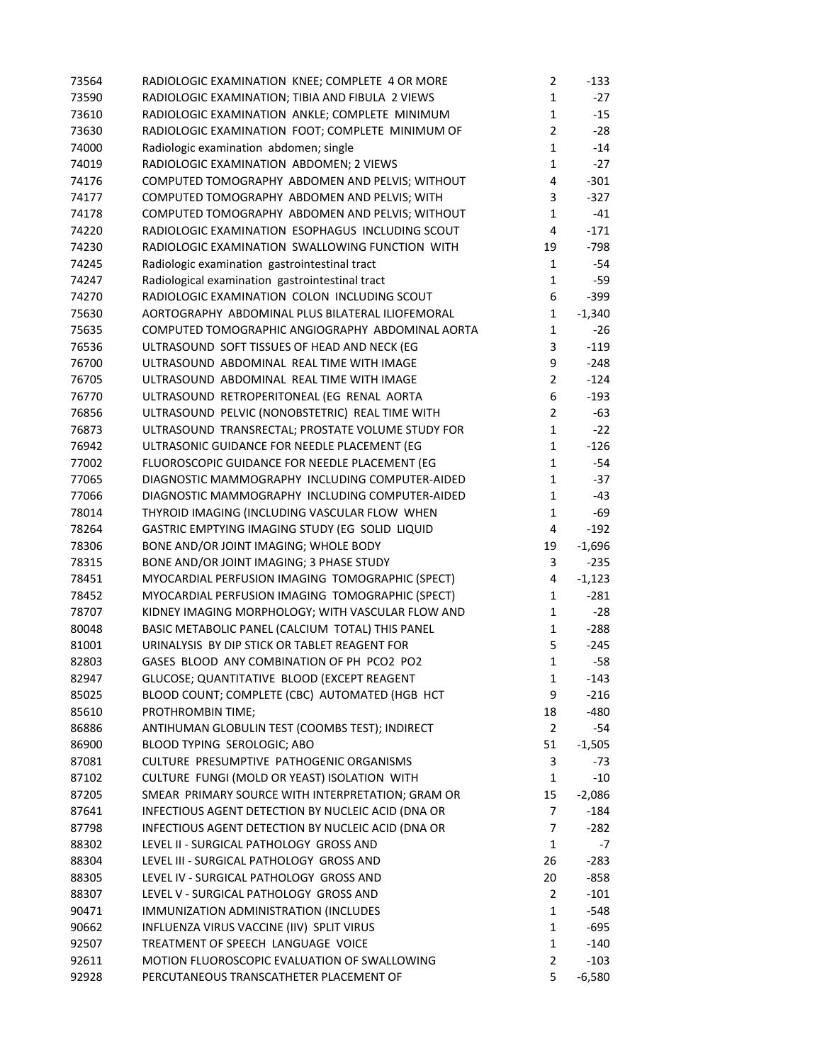| | | | |
|---|---|---|---|
| 73564 | RADIOLOGIC EXAMINATION KNEE; COMPLETE 4 OR MORE | 2 | -133 |
| 73590 | RADIOLOGIC EXAMINATION; TIBIA AND FIBULA 2 VIEWS | 1 | -27 |
| 73610 | RADIOLOGIC EXAMINATION ANKLE; COMPLETE MINIMUM | 1 | -15 |
| 73630 | RADIOLOGIC EXAMINATION FOOT; COMPLETE MINIMUM OF | 2 | -28 |
| 74000 | Radiologic examination abdomen; single | 1 | -14 |
| 74019 | RADIOLOGIC EXAMINATION ABDOMEN; 2 VIEWS | 1 | -27 |
| 74176 | COMPUTED TOMOGRAPHY ABDOMEN AND PELVIS; WITHOUT | 4 | -301 |
| 74177 | COMPUTED TOMOGRAPHY ABDOMEN AND PELVIS; WITH | 3 | -327 |
| 74178 | COMPUTED TOMOGRAPHY ABDOMEN AND PELVIS; WITHOUT | 1 | -41 |
| 74220 | RADIOLOGIC EXAMINATION ESOPHAGUS INCLUDING SCOUT | 4 | -171 |
| 74230 | RADIOLOGIC EXAMINATION SWALLOWING FUNCTION WITH | 19 | -798 |
| 74245 | Radiologic examination gastrointestinal tract | 1 | -54 |
| 74247 | Radiological examination gastrointestinal tract | 1 | -59 |
| 74270 | RADIOLOGIC EXAMINATION COLON INCLUDING SCOUT | 6 | -399 |
| 75630 | AORTOGRAPHY ABDOMINAL PLUS BILATERAL ILIOFEMORAL | 1 | -1,340 |
| 75635 | COMPUTED TOMOGRAPHIC ANGIOGRAPHY ABDOMINAL AORTA | 1 | -26 |
| 76536 | ULTRASOUND SOFT TISSUES OF HEAD AND NECK (EG | 3 | -119 |
| 76700 | ULTRASOUND ABDOMINAL REAL TIME WITH IMAGE | 9 | -248 |
| 76705 | ULTRASOUND ABDOMINAL REAL TIME WITH IMAGE | 2 | -124 |
| 76770 | ULTRASOUND RETROPERITONEAL (EG RENAL AORTA | 6 | -193 |
| 76856 | ULTRASOUND PELVIC (NONOBSTETRIC) REAL TIME WITH | 2 | -63 |
| 76873 | ULTRASOUND TRANSRECTAL; PROSTATE VOLUME STUDY FOR | 1 | -22 |
| 76942 | ULTRASONIC GUIDANCE FOR NEEDLE PLACEMENT (EG | 1 | -126 |
| 77002 | FLUOROSCOPIC GUIDANCE FOR NEEDLE PLACEMENT (EG | 1 | -54 |
| 77065 | DIAGNOSTIC MAMMOGRAPHY INCLUDING COMPUTER-AIDED | 1 | -37 |
| 77066 | DIAGNOSTIC MAMMOGRAPHY INCLUDING COMPUTER-AIDED | 1 | -43 |
| 78014 | THYROID IMAGING (INCLUDING VASCULAR FLOW WHEN | 1 | -69 |
| 78264 | GASTRIC EMPTYING IMAGING STUDY (EG SOLID LIQUID | 4 | -192 |
| 78306 | BONE AND/OR JOINT IMAGING; WHOLE BODY | 19 | -1,696 |
| 78315 | BONE AND/OR JOINT IMAGING; 3 PHASE STUDY | 3 | -235 |
| 78451 | MYOCARDIAL PERFUSION IMAGING TOMOGRAPHIC (SPECT) | 4 | -1,123 |
| 78452 | MYOCARDIAL PERFUSION IMAGING TOMOGRAPHIC (SPECT) | 1 | -281 |
| 78707 | KIDNEY IMAGING MORPHOLOGY; WITH VASCULAR FLOW AND | 1 | -28 |
| 80048 | BASIC METABOLIC PANEL (CALCIUM TOTAL) THIS PANEL | 1 | -288 |
| 81001 | URINALYSIS BY DIP STICK OR TABLET REAGENT FOR | 5 | -245 |
| 82803 | GASES BLOOD ANY COMBINATION OF PH PCO2 PO2 | 1 | -58 |
| 82947 | GLUCOSE; QUANTITATIVE BLOOD (EXCEPT REAGENT | 1 | -143 |
| 85025 | BLOOD COUNT; COMPLETE (CBC) AUTOMATED (HGB HCT | 9 | -216 |
| 85610 | PROTHROMBIN TIME; | 18 | -480 |
| 86886 | ANTIHUMAN GLOBULIN TEST (COOMBS TEST); INDIRECT | 2 | -54 |
| 86900 | BLOOD TYPING SEROLOGIC; ABO | 51 | -1,505 |
| 87081 | CULTURE PRESUMPTIVE PATHOGENIC ORGANISMS | 3 | -73 |
| 87102 | CULTURE FUNGI (MOLD OR YEAST) ISOLATION WITH | 1 | -10 |
| 87205 | SMEAR PRIMARY SOURCE WITH INTERPRETATION; GRAM OR | 15 | -2,086 |
| 87641 | INFECTIOUS AGENT DETECTION BY NUCLEIC ACID (DNA OR | 7 | -184 |
| 87798 | INFECTIOUS AGENT DETECTION BY NUCLEIC ACID (DNA OR | 7 | -282 |
| 88302 | LEVEL II - SURGICAL PATHOLOGY GROSS AND | 1 | -7 |
| 88304 | LEVEL III - SURGICAL PATHOLOGY GROSS AND | 26 | -283 |
| 88305 | LEVEL IV - SURGICAL PATHOLOGY GROSS AND | 20 | -858 |
| 88307 | LEVEL V - SURGICAL PATHOLOGY GROSS AND | 2 | -101 |
| 90471 | IMMUNIZATION ADMINISTRATION (INCLUDES | 1 | -548 |
| 90662 | INFLUENZA VIRUS VACCINE (IIV) SPLIT VIRUS | 1 | -695 |
| 92507 | TREATMENT OF SPEECH LANGUAGE VOICE | 1 | -140 |
| 92611 | MOTION FLUOROSCOPIC EVALUATION OF SWALLOWING | 2 | -103 |
| 92928 | PERCUTANEOUS TRANSCATHETER PLACEMENT OF | 5 | -6,580 |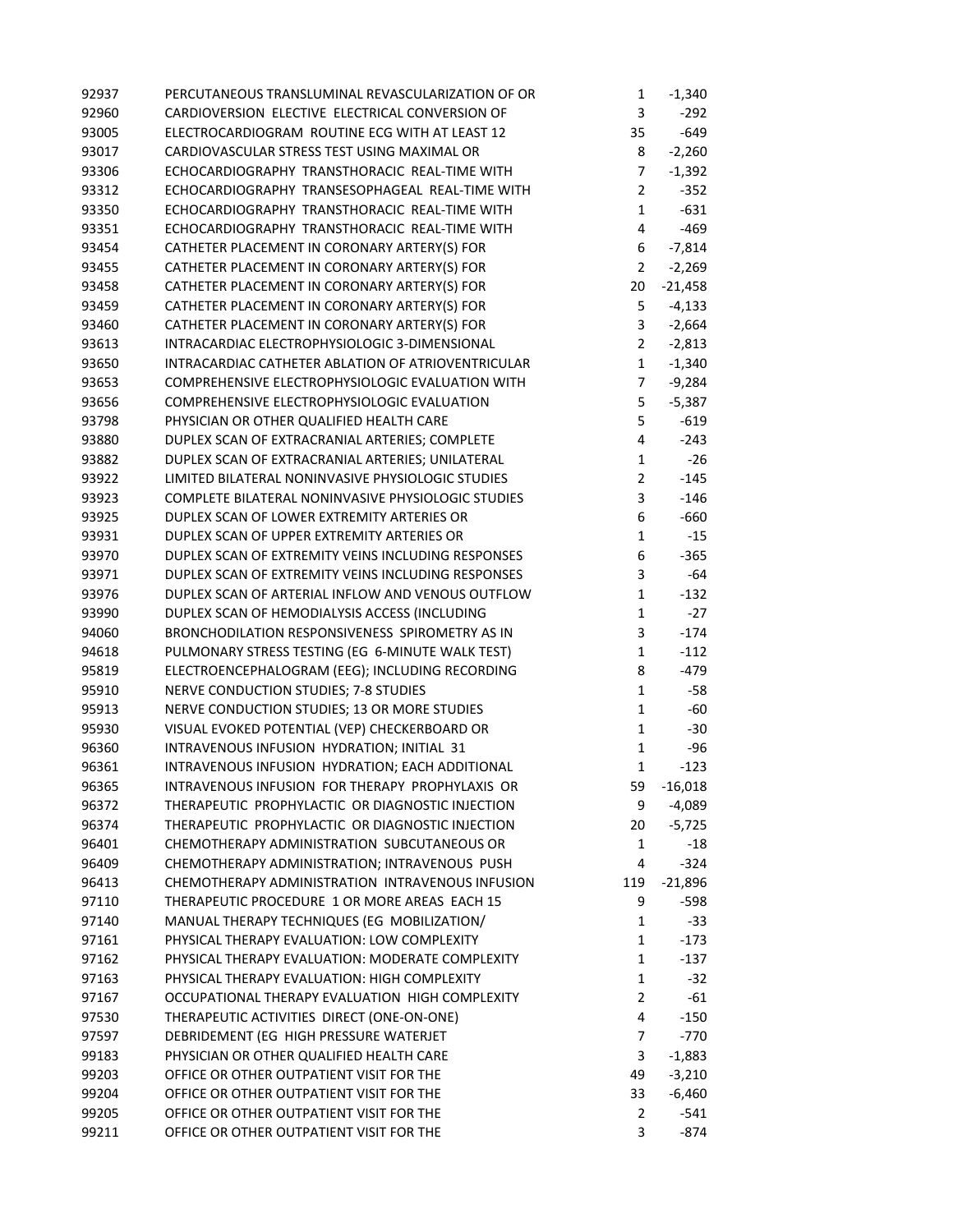| | | | |
|---|---|---|---|
| 92937 | PERCUTANEOUS TRANSLUMINAL REVASCULARIZATION OF OR | 1 | -1,340 |
| 92960 | CARDIOVERSION ELECTIVE ELECTRICAL CONVERSION OF | 3 | -292 |
| 93005 | ELECTROCARDIOGRAM ROUTINE ECG WITH AT LEAST 12 | 35 | -649 |
| 93017 | CARDIOVASCULAR STRESS TEST USING MAXIMAL OR | 8 | -2,260 |
| 93306 | ECHOCARDIOGRAPHY TRANSTHORACIC REAL-TIME WITH | 7 | -1,392 |
| 93312 | ECHOCARDIOGRAPHY TRANSESOPHAGEAL REAL-TIME WITH | 2 | -352 |
| 93350 | ECHOCARDIOGRAPHY TRANSTHORACIC REAL-TIME WITH | 1 | -631 |
| 93351 | ECHOCARDIOGRAPHY TRANSTHORACIC REAL-TIME WITH | 4 | -469 |
| 93454 | CATHETER PLACEMENT IN CORONARY ARTERY(S) FOR | 6 | -7,814 |
| 93455 | CATHETER PLACEMENT IN CORONARY ARTERY(S) FOR | 2 | -2,269 |
| 93458 | CATHETER PLACEMENT IN CORONARY ARTERY(S) FOR | 20 | -21,458 |
| 93459 | CATHETER PLACEMENT IN CORONARY ARTERY(S) FOR | 5 | -4,133 |
| 93460 | CATHETER PLACEMENT IN CORONARY ARTERY(S) FOR | 3 | -2,664 |
| 93613 | INTRACARDIAC ELECTROPHYSIOLOGIC 3-DIMENSIONAL | 2 | -2,813 |
| 93650 | INTRACARDIAC CATHETER ABLATION OF ATRIOVENTRICULAR | 1 | -1,340 |
| 93653 | COMPREHENSIVE ELECTROPHYSIOLOGIC EVALUATION WITH | 7 | -9,284 |
| 93656 | COMPREHENSIVE ELECTROPHYSIOLOGIC EVALUATION | 5 | -5,387 |
| 93798 | PHYSICIAN OR OTHER QUALIFIED HEALTH CARE | 5 | -619 |
| 93880 | DUPLEX SCAN OF EXTRACRANIAL ARTERIES; COMPLETE | 4 | -243 |
| 93882 | DUPLEX SCAN OF EXTRACRANIAL ARTERIES; UNILATERAL | 1 | -26 |
| 93922 | LIMITED BILATERAL NONINVASIVE PHYSIOLOGIC STUDIES | 2 | -145 |
| 93923 | COMPLETE BILATERAL NONINVASIVE PHYSIOLOGIC STUDIES | 3 | -146 |
| 93925 | DUPLEX SCAN OF LOWER EXTREMITY ARTERIES OR | 6 | -660 |
| 93931 | DUPLEX SCAN OF UPPER EXTREMITY ARTERIES OR | 1 | -15 |
| 93970 | DUPLEX SCAN OF EXTREMITY VEINS INCLUDING RESPONSES | 6 | -365 |
| 93971 | DUPLEX SCAN OF EXTREMITY VEINS INCLUDING RESPONSES | 3 | -64 |
| 93976 | DUPLEX SCAN OF ARTERIAL INFLOW AND VENOUS OUTFLOW | 1 | -132 |
| 93990 | DUPLEX SCAN OF HEMODIALYSIS ACCESS (INCLUDING | 1 | -27 |
| 94060 | BRONCHODILATION RESPONSIVENESS SPIROMETRY AS IN | 3 | -174 |
| 94618 | PULMONARY STRESS TESTING (EG 6-MINUTE WALK TEST) | 1 | -112 |
| 95819 | ELECTROENCEPHALOGRAM (EEG); INCLUDING RECORDING | 8 | -479 |
| 95910 | NERVE CONDUCTION STUDIES; 7-8 STUDIES | 1 | -58 |
| 95913 | NERVE CONDUCTION STUDIES; 13 OR MORE STUDIES | 1 | -60 |
| 95930 | VISUAL EVOKED POTENTIAL (VEP) CHECKERBOARD OR | 1 | -30 |
| 96360 | INTRAVENOUS INFUSION HYDRATION; INITIAL 31 | 1 | -96 |
| 96361 | INTRAVENOUS INFUSION HYDRATION; EACH ADDITIONAL | 1 | -123 |
| 96365 | INTRAVENOUS INFUSION FOR THERAPY PROPHYLAXIS OR | 59 | -16,018 |
| 96372 | THERAPEUTIC PROPHYLACTIC OR DIAGNOSTIC INJECTION | 9 | -4,089 |
| 96374 | THERAPEUTIC PROPHYLACTIC OR DIAGNOSTIC INJECTION | 20 | -5,725 |
| 96401 | CHEMOTHERAPY ADMINISTRATION SUBCUTANEOUS OR | 1 | -18 |
| 96409 | CHEMOTHERAPY ADMINISTRATION; INTRAVENOUS PUSH | 4 | -324 |
| 96413 | CHEMOTHERAPY ADMINISTRATION INTRAVENOUS INFUSION | 119 | -21,896 |
| 97110 | THERAPEUTIC PROCEDURE 1 OR MORE AREAS EACH 15 | 9 | -598 |
| 97140 | MANUAL THERAPY TECHNIQUES (EG MOBILIZATION/ | 1 | -33 |
| 97161 | PHYSICAL THERAPY EVALUATION: LOW COMPLEXITY | 1 | -173 |
| 97162 | PHYSICAL THERAPY EVALUATION: MODERATE COMPLEXITY | 1 | -137 |
| 97163 | PHYSICAL THERAPY EVALUATION: HIGH COMPLEXITY | 1 | -32 |
| 97167 | OCCUPATIONAL THERAPY EVALUATION HIGH COMPLEXITY | 2 | -61 |
| 97530 | THERAPEUTIC ACTIVITIES DIRECT (ONE-ON-ONE) | 4 | -150 |
| 97597 | DEBRIDEMENT (EG HIGH PRESSURE WATERJET | 7 | -770 |
| 99183 | PHYSICIAN OR OTHER QUALIFIED HEALTH CARE | 3 | -1,883 |
| 99203 | OFFICE OR OTHER OUTPATIENT VISIT FOR THE | 49 | -3,210 |
| 99204 | OFFICE OR OTHER OUTPATIENT VISIT FOR THE | 33 | -6,460 |
| 99205 | OFFICE OR OTHER OUTPATIENT VISIT FOR THE | 2 | -541 |
| 99211 | OFFICE OR OTHER OUTPATIENT VISIT FOR THE | 3 | -874 |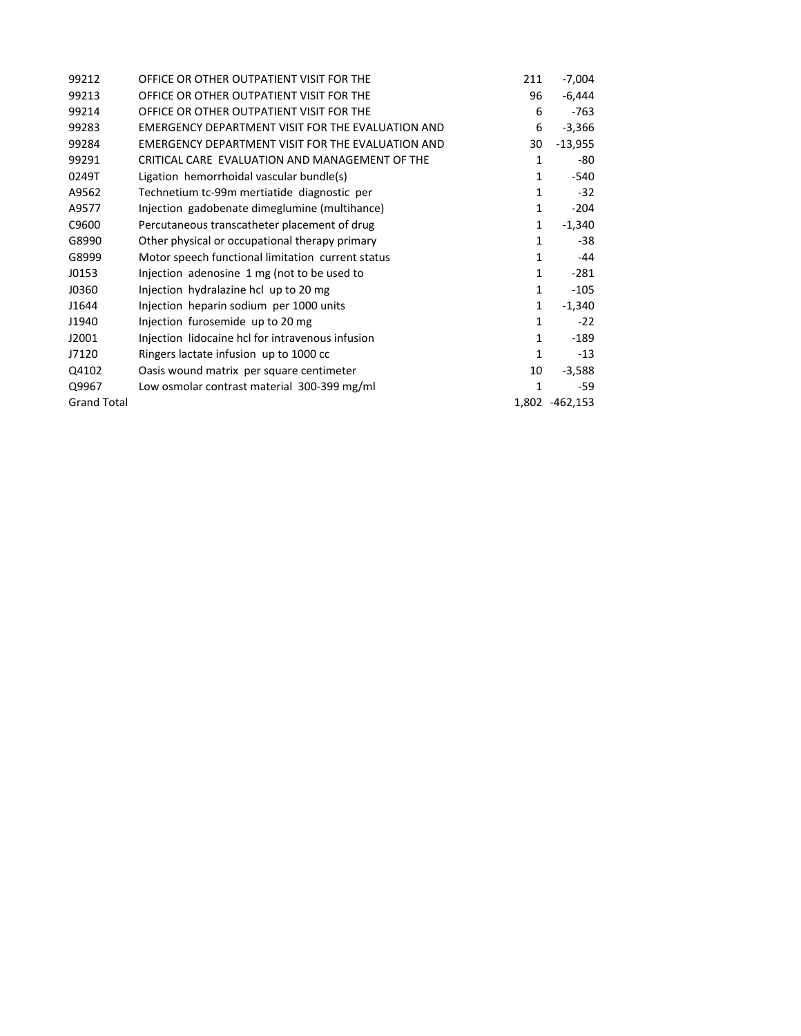| | | | |
|---|---|---|---|
| 99212 | OFFICE OR OTHER OUTPATIENT VISIT FOR THE | 211 | -7,004 |
| 99213 | OFFICE OR OTHER OUTPATIENT VISIT FOR THE | 96 | -6,444 |
| 99214 | OFFICE OR OTHER OUTPATIENT VISIT FOR THE | 6 | -763 |
| 99283 | EMERGENCY DEPARTMENT VISIT FOR THE EVALUATION AND | 6 | -3,366 |
| 99284 | EMERGENCY DEPARTMENT VISIT FOR THE EVALUATION AND | 30 | -13,955 |
| 99291 | CRITICAL CARE EVALUATION AND MANAGEMENT OF THE | 1 | -80 |
| 0249T | Ligation hemorrhoidal vascular bundle(s) | 1 | -540 |
| A9562 | Technetium tc-99m mertiatide diagnostic per | 1 | -32 |
| A9577 | Injection gadobenate dimeglumine (multihance) | 1 | -204 |
| C9600 | Percutaneous transcatheter placement of drug | 1 | -1,340 |
| G8990 | Other physical or occupational therapy primary | 1 | -38 |
| G8999 | Motor speech functional limitation current status | 1 | -44 |
| J0153 | Injection adenosine 1 mg (not to be used to | 1 | -281 |
| J0360 | Injection hydralazine hcl up to 20 mg | 1 | -105 |
| J1644 | Injection heparin sodium per 1000 units | 1 | -1,340 |
| J1940 | Injection furosemide up to 20 mg | 1 | -22 |
| J2001 | Injection lidocaine hcl for intravenous infusion | 1 | -189 |
| J7120 | Ringers lactate infusion up to 1000 cc | 1 | -13 |
| Q4102 | Oasis wound matrix per square centimeter | 10 | -3,588 |
| Q9967 | Low osmolar contrast material 300-399 mg/ml | 1 | -59 |
| Grand Total | | 1,802 | -462,153 |